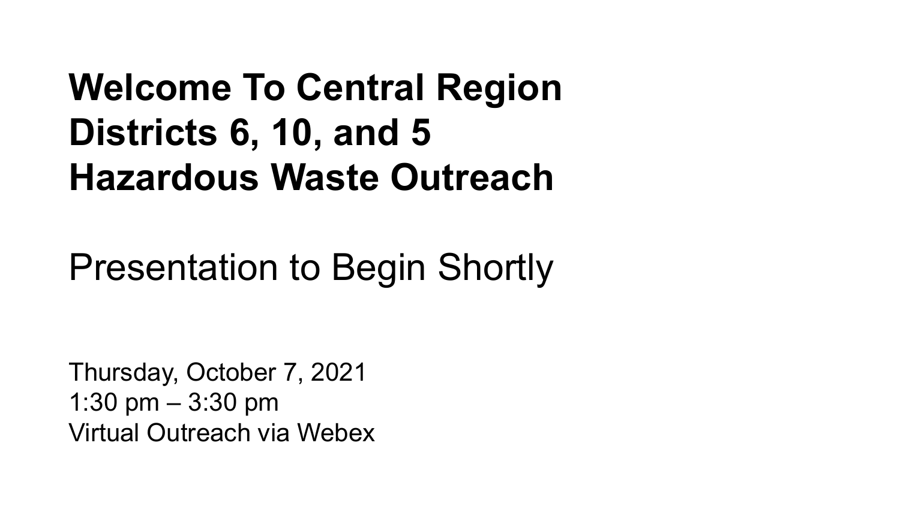# Welcome To Central Region Districts 6, 10, and 5 Hazardous Waste Outreach

Presentation to Begin Shortly

Thursday, October 7, 2021
1:30 pm – 3:30 pm
Virtual Outreach via Webex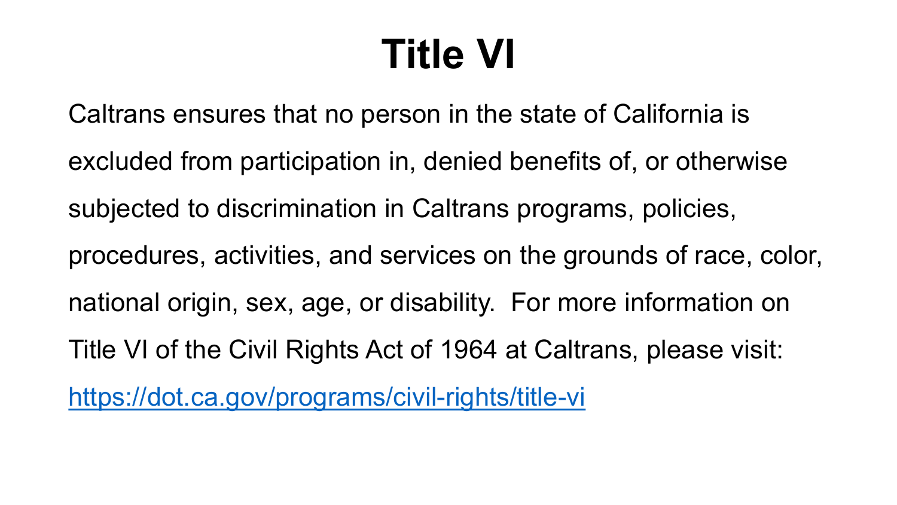# Title VI

Caltrans ensures that no person in the state of California is excluded from participation in, denied benefits of, or otherwise subjected to discrimination in Caltrans programs, policies, procedures, activities, and services on the grounds of race, color, national origin, sex, age, or disability. For more information on Title VI of the Civil Rights Act of 1964 at Caltrans, please visit: [https://dot.ca.gov/programs/civil-rights/title-vi](https://dot.ca.gov/programs/civil-rights/title-vi)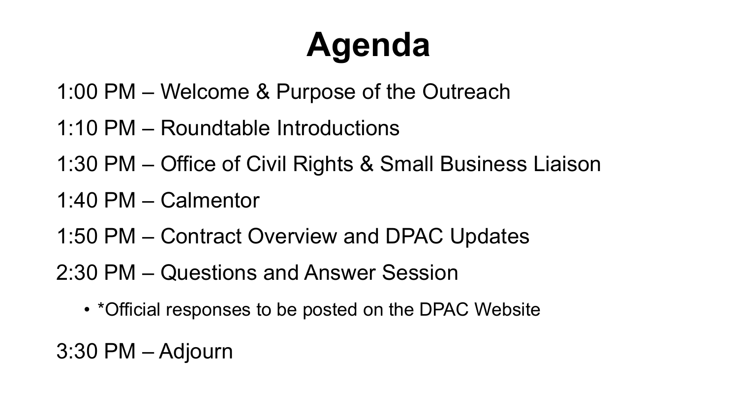# Agenda

1:00 PM – Welcome & Purpose of the Outreach

1:10 PM – Roundtable Introductions

1:30 PM – Office of Civil Rights & Small Business Liaison

1:40 PM – Calmentor

1:50 PM – Contract Overview and DPAC Updates

2:30 PM – Questions and Answer Session

- *Official responses to be posted on the DPAC Website

3:30 PM – Adjourn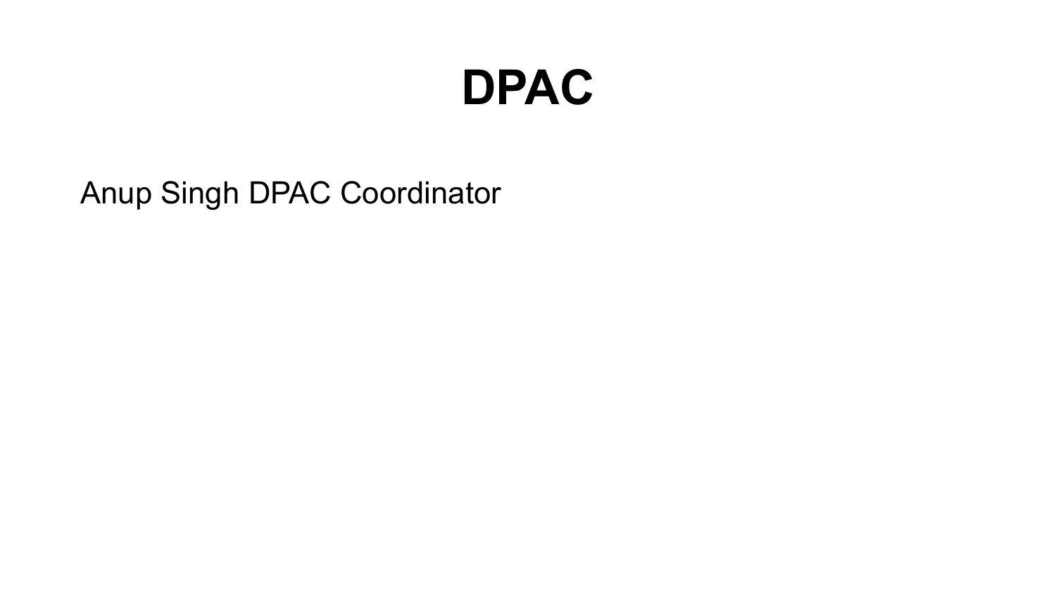# DPAC

Anup Singh DPAC Coordinator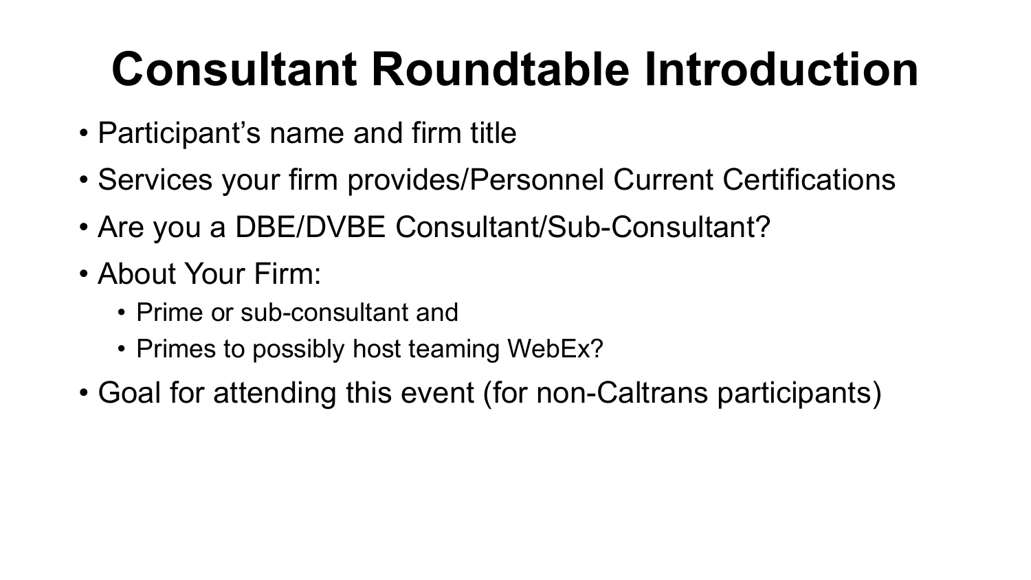# Consultant Roundtable Introduction

- Participant's name and firm title
- Services your firm provides/Personnel Current Certifications
- Are you a DBE/DVBE Consultant/Sub-Consultant?
- About Your Firm:
  - Prime or sub-consultant and
  - Primes to possibly host teaming WebEx?
- Goal for attending this event (for non-Caltrans participants)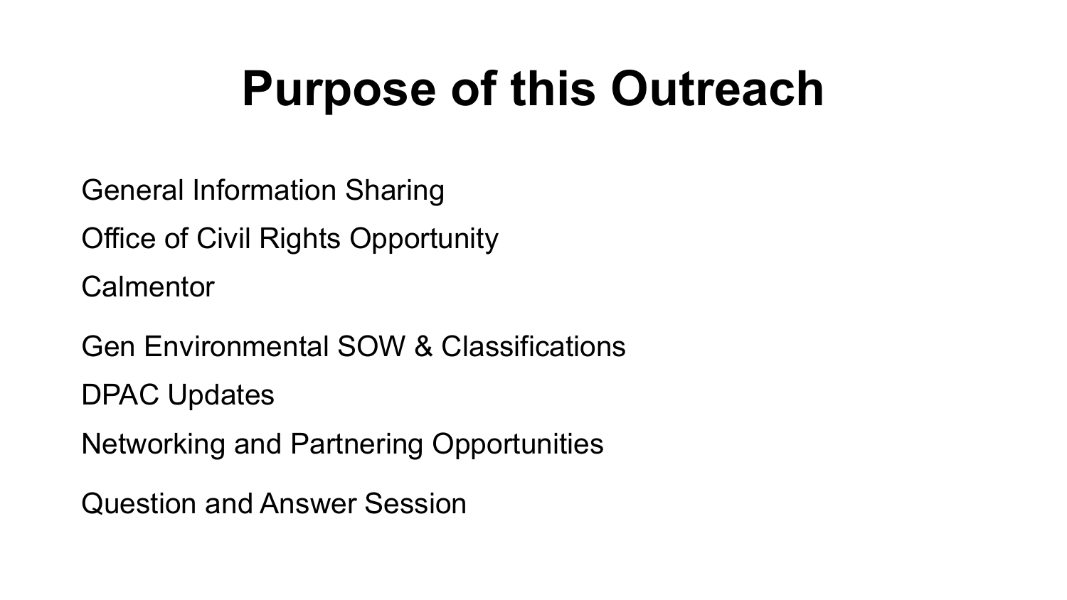# Purpose of this Outreach

General Information Sharing

Office of Civil Rights Opportunity

Calmentor

Gen Environmental SOW & Classifications

DPAC Updates

Networking and Partnering Opportunities

Question and Answer Session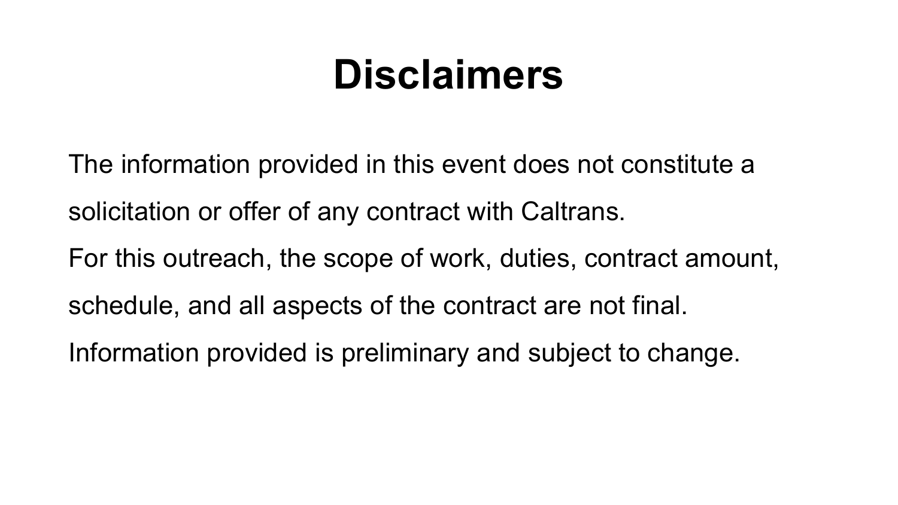# Disclaimers

The information provided in this event does not constitute a solicitation or offer of any contract with Caltrans.

For this outreach, the scope of work, duties, contract amount, schedule, and all aspects of the contract are not final.

Information provided is preliminary and subject to change.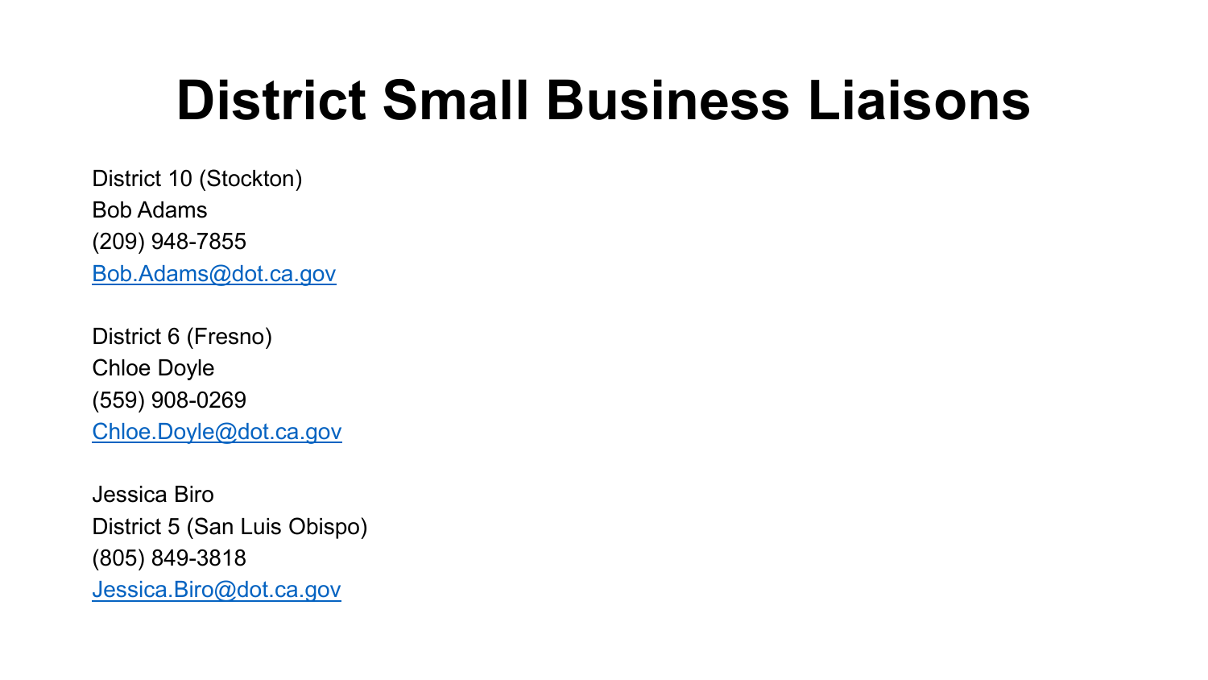# District Small Business Liaisons

District 10 (Stockton)
Bob Adams
(209) 948-7855
Bob.Adams@dot.ca.gov

District 6 (Fresno)
Chloe Doyle
(559) 908-0269
Chloe.Doyle@dot.ca.gov

Jessica Biro
District 5 (San Luis Obispo)
(805) 849-3818
Jessica.Biro@dot.ca.gov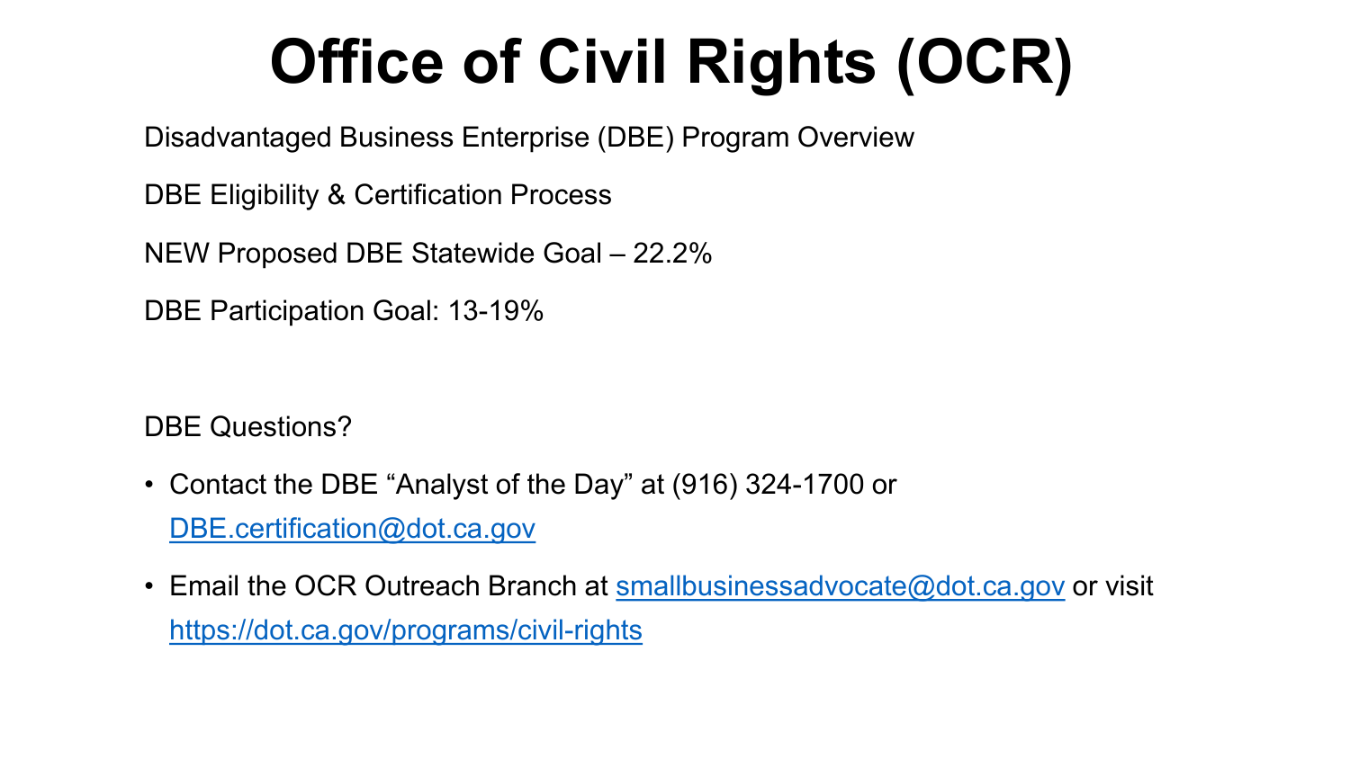# Office of Civil Rights (OCR)

Disadvantaged Business Enterprise (DBE) Program Overview

DBE Eligibility & Certification Process

NEW Proposed DBE Statewide Goal – 22.2%

DBE Participation Goal: 13-19%

DBE Questions?

- Contact the DBE “Analyst of the Day” at (916) 324-1700 or DBE.certification@dot.ca.gov
- Email the OCR Outreach Branch at smallbusinessadvocate@dot.ca.gov or visit https://dot.ca.gov/programs/civil-rights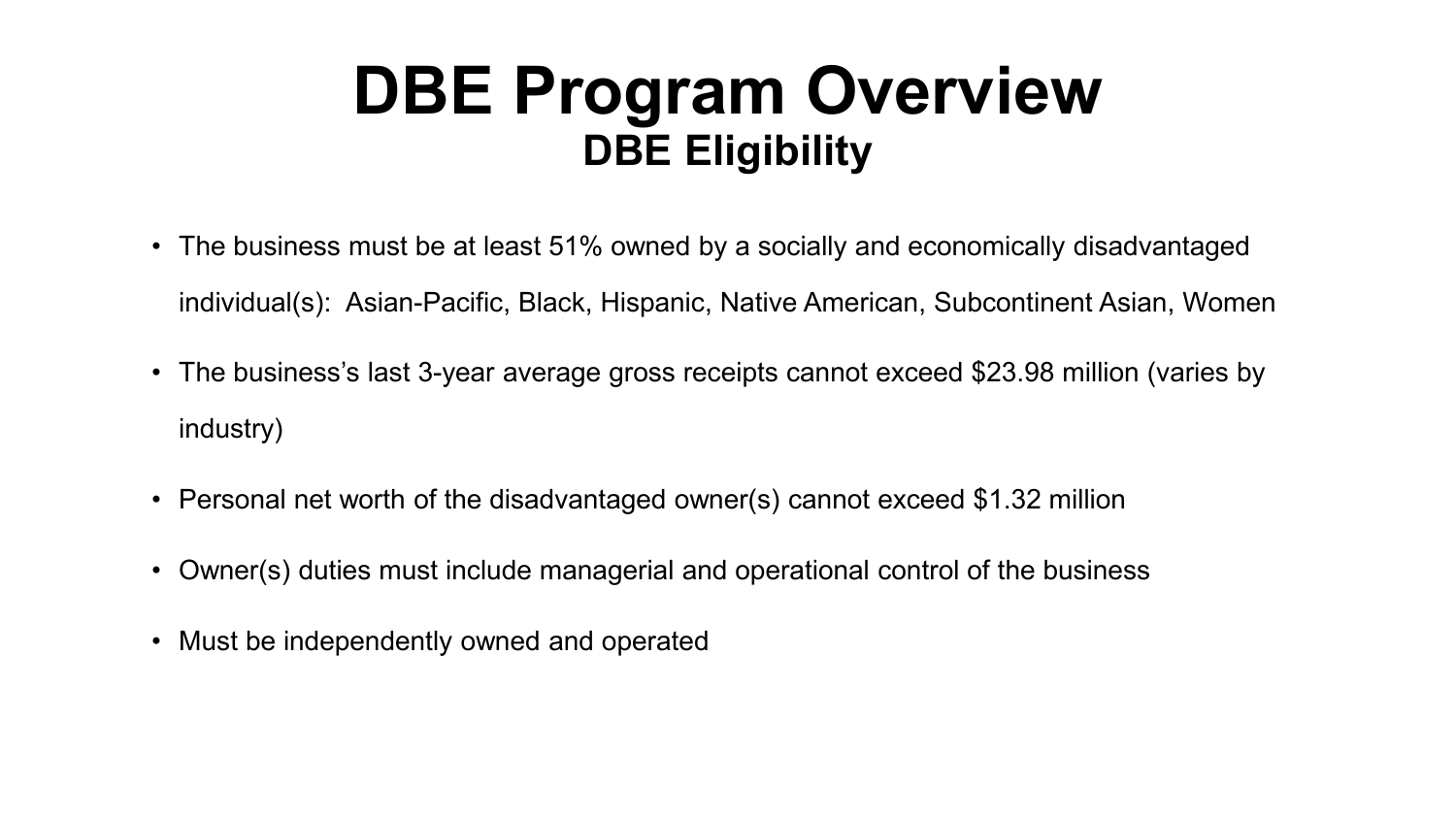# DBE Program Overview

## DBE Eligibility

- The business must be at least 51% owned by a socially and economically disadvantaged individual(s): Asian-Pacific, Black, Hispanic, Native American, Subcontinent Asian, Women
- The business's last 3-year average gross receipts cannot exceed $23.98 million (varies by industry)
- Personal net worth of the disadvantaged owner(s) cannot exceed $1.32 million
- Owner(s) duties must include managerial and operational control of the business
- Must be independently owned and operated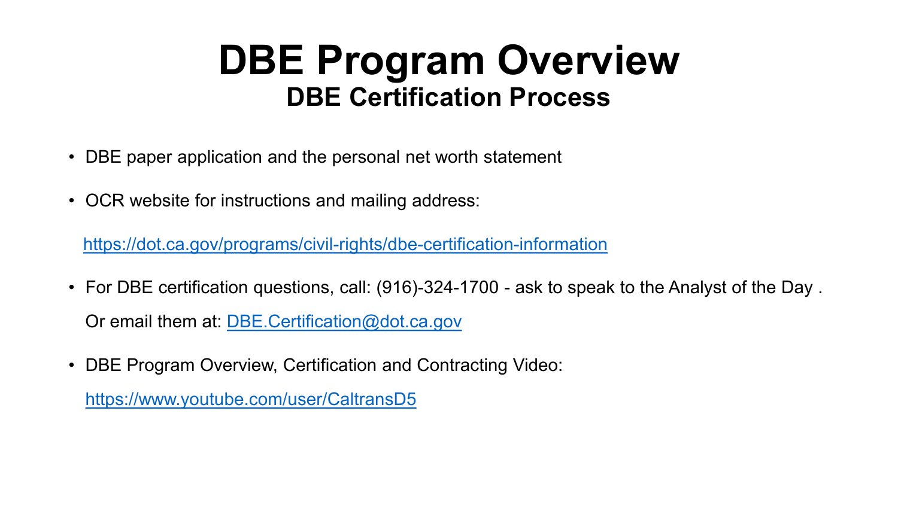# DBE Program Overview

## DBE Certification Process

- DBE paper application and the personal net worth statement
- OCR website for instructions and mailing address:

  https://dot.ca.gov/programs/civil-rights/dbe-certification-information

- For DBE certification questions, call: (916)-324-1700 - ask to speak to the Analyst of the Day .

  Or email them at: DBE.Certification@dot.ca.gov

- DBE Program Overview, Certification and Contracting Video:

  https://www.youtube.com/user/CaltransD5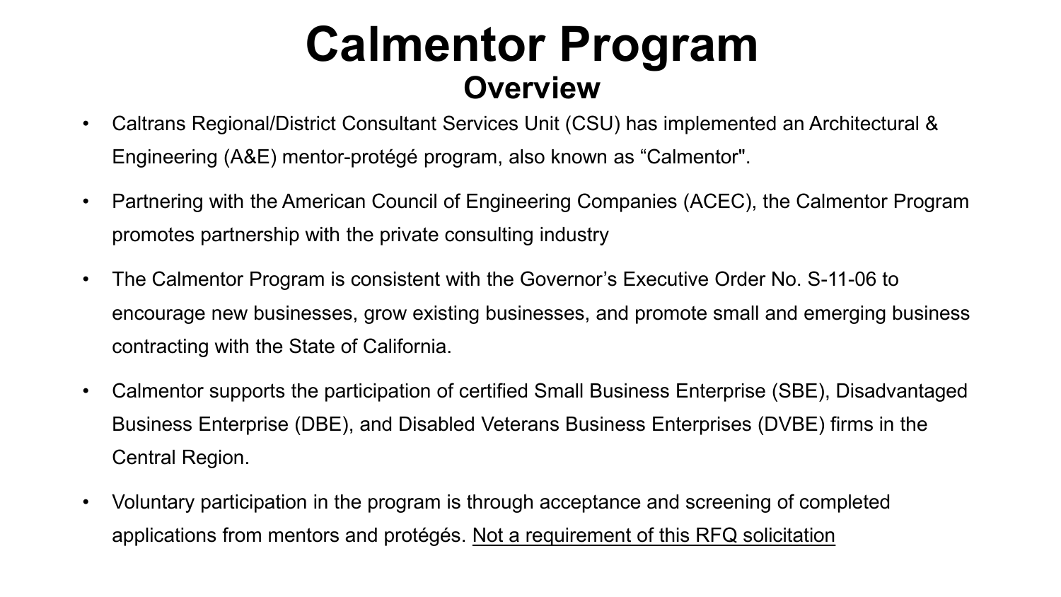# Calmentor Program

## Overview

- Caltrans Regional/District Consultant Services Unit (CSU) has implemented an Architectural & Engineering (A&E) mentor-protégé program, also known as “Calmentor".
- Partnering with the American Council of Engineering Companies (ACEC), the Calmentor Program promotes partnership with the private consulting industry
- The Calmentor Program is consistent with the Governor’s Executive Order No. S-11-06 to encourage new businesses, grow existing businesses, and promote small and emerging business contracting with the State of California.
- Calmentor supports the participation of certified Small Business Enterprise (SBE), Disadvantaged Business Enterprise (DBE), and Disabled Veterans Business Enterprises (DVBE) firms in the Central Region.
- Voluntary participation in the program is through acceptance and screening of completed applications from mentors and protégés. <u>Not a requirement of this RFQ solicitation</u>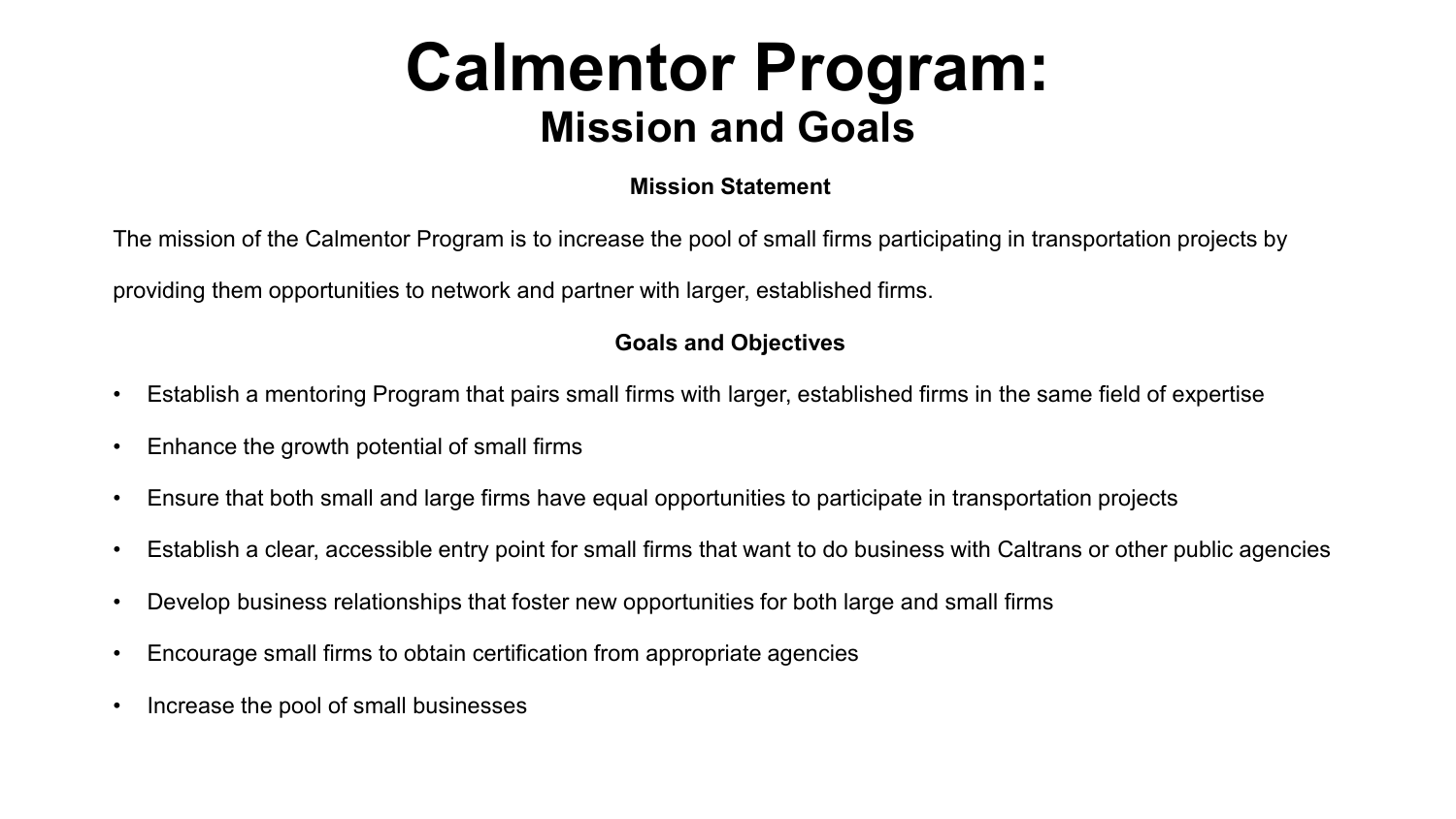# Calmentor Program:
## Mission and Goals

### Mission Statement

The mission of the Calmentor Program is to increase the pool of small firms participating in transportation projects by providing them opportunities to network and partner with larger, established firms.

### Goals and Objectives

- Establish a mentoring Program that pairs small firms with larger, established firms in the same field of expertise
- Enhance the growth potential of small firms
- Ensure that both small and large firms have equal opportunities to participate in transportation projects
- Establish a clear, accessible entry point for small firms that want to do business with Caltrans or other public agencies
- Develop business relationships that foster new opportunities for both large and small firms
- Encourage small firms to obtain certification from appropriate agencies
- Increase the pool of small businesses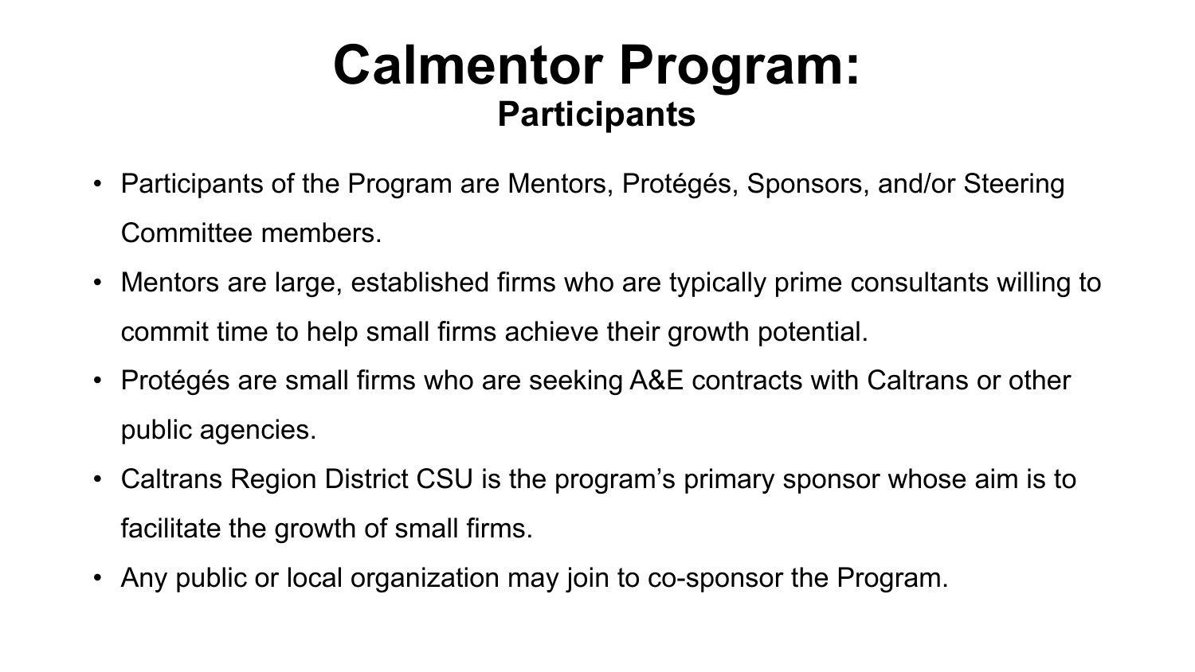# Calmentor Program:

## Participants

- Participants of the Program are Mentors, Protégés, Sponsors, and/or Steering Committee members.
- Mentors are large, established firms who are typically prime consultants willing to commit time to help small firms achieve their growth potential.
- Protégés are small firms who are seeking A&E contracts with Caltrans or other public agencies.
- Caltrans Region District CSU is the program's primary sponsor whose aim is to facilitate the growth of small firms.
- Any public or local organization may join to co-sponsor the Program.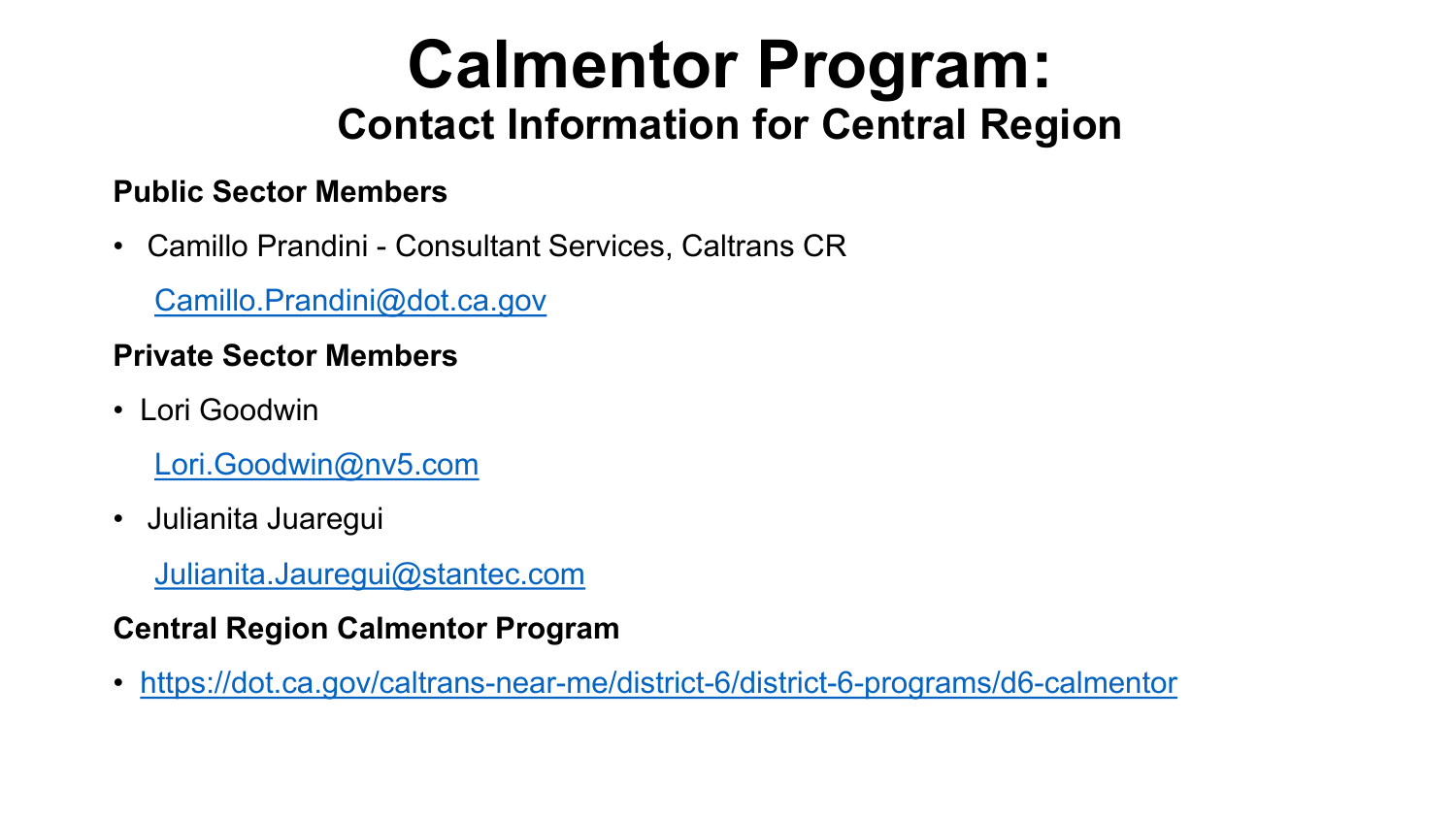# Calmentor Program:

## Contact Information for Central Region

**Public Sector Members**

- Camillo Prandini - Consultant Services, Caltrans CR

  Camillo.Prandini@dot.ca.gov

**Private Sector Members**

- Lori Goodwin

  Lori.Goodwin@nv5.com

- Julianita Juaregui

  Julianita.Jauregui@stantec.com

**Central Region Calmentor Program**

- https://dot.ca.gov/caltrans-near-me/district-6/district-6-programs/d6-calmentor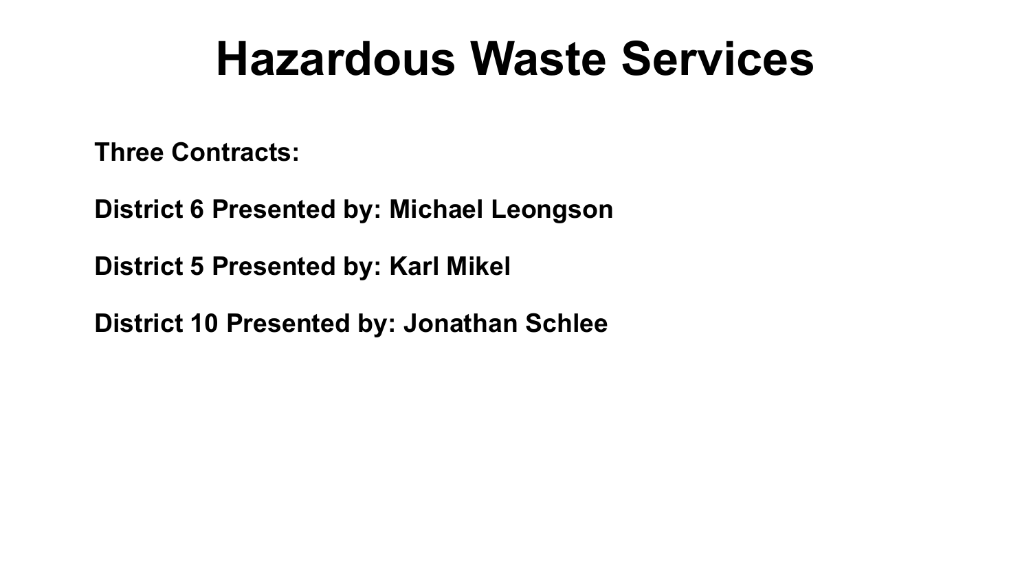# Hazardous Waste Services

**Three Contracts:**

**District 6 Presented by: Michael Leongson**

**District 5 Presented by: Karl Mikel**

**District 10 Presented by: Jonathan Schlee**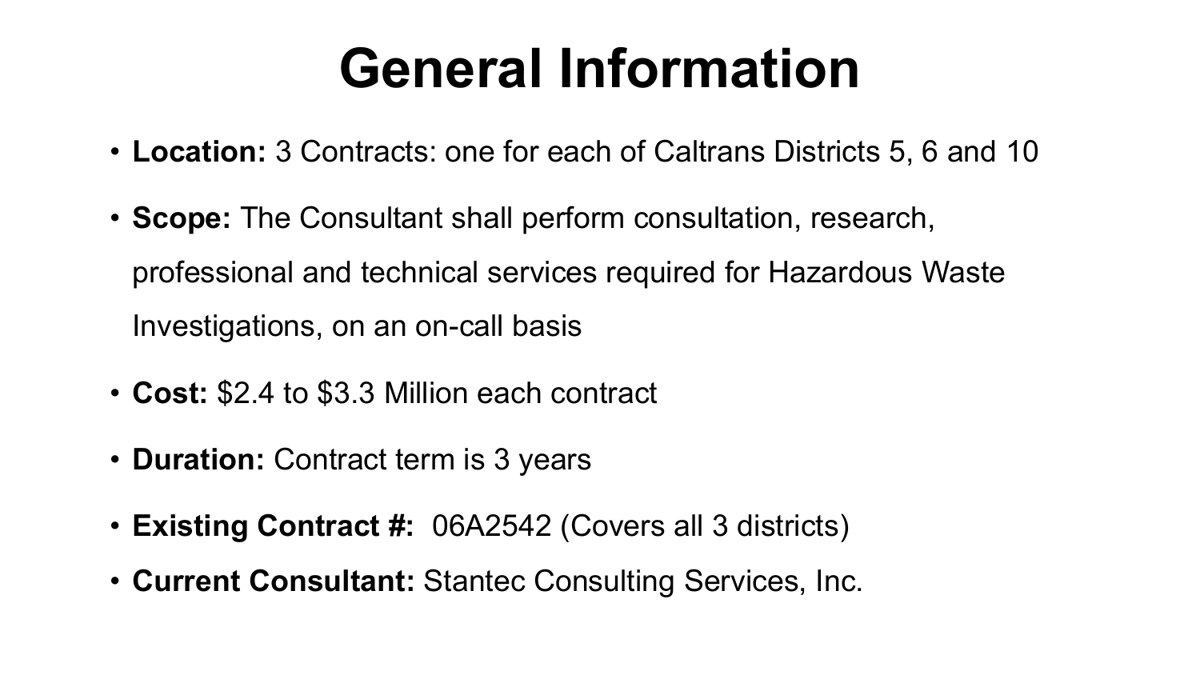# General Information

- **Location:** 3 Contracts: one for each of Caltrans Districts 5, 6 and 10
- **Scope:** The Consultant shall perform consultation, research, professional and technical services required for Hazardous Waste Investigations, on an on-call basis
- **Cost:** $2.4 to $3.3 Million each contract
- **Duration:** Contract term is 3 years
- **Existing Contract #:** 06A2542 (Covers all 3 districts)
- **Current Consultant:** Stantec Consulting Services, Inc.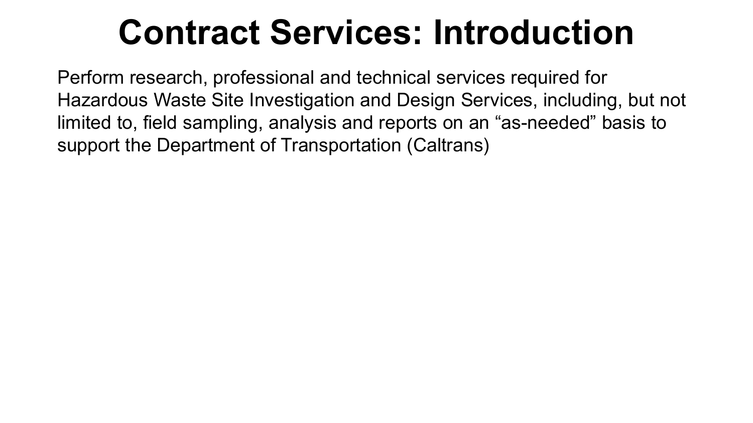# Contract Services: Introduction

Perform research, professional and technical services required for Hazardous Waste Site Investigation and Design Services, including, but not limited to, field sampling, analysis and reports on an “as-needed” basis to support the Department of Transportation (Caltrans)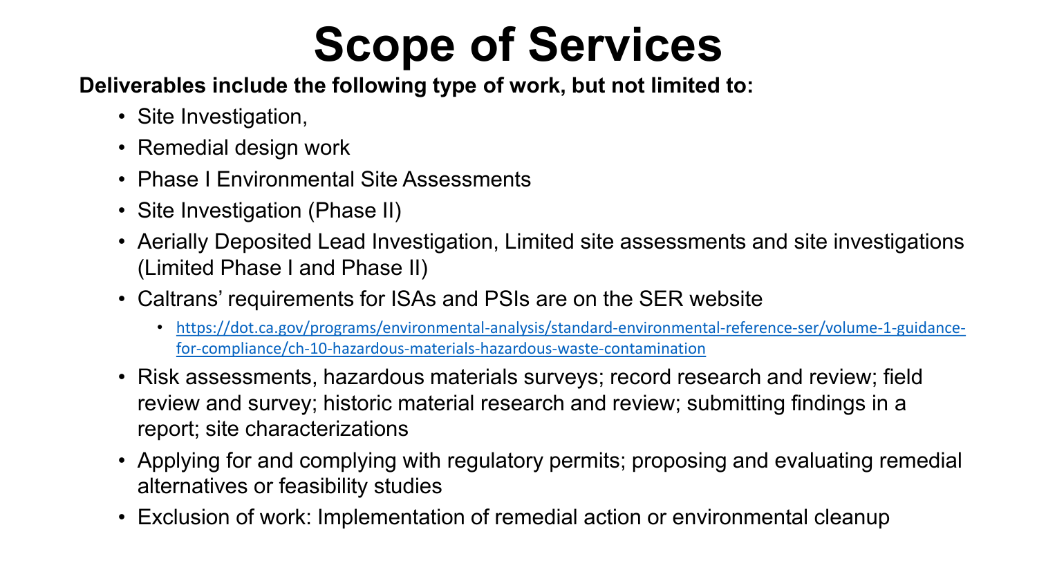# Scope of Services

**Deliverables include the following type of work, but not limited to:**

- Site Investigation,
- Remedial design work
- Phase I Environmental Site Assessments
- Site Investigation (Phase II)
- Aerially Deposited Lead Investigation, Limited site assessments and site investigations (Limited Phase I and Phase II)
- Caltrans' requirements for ISAs and PSIs are on the SER website
  - https://dot.ca.gov/programs/environmental-analysis/standard-environmental-reference-ser/volume-1-guidance-for-compliance/ch-10-hazardous-materials-hazardous-waste-contamination
- Risk assessments, hazardous materials surveys; record research and review; field review and survey; historic material research and review; submitting findings in a report; site characterizations
- Applying for and complying with regulatory permits; proposing and evaluating remedial alternatives or feasibility studies
- Exclusion of work: Implementation of remedial action or environmental cleanup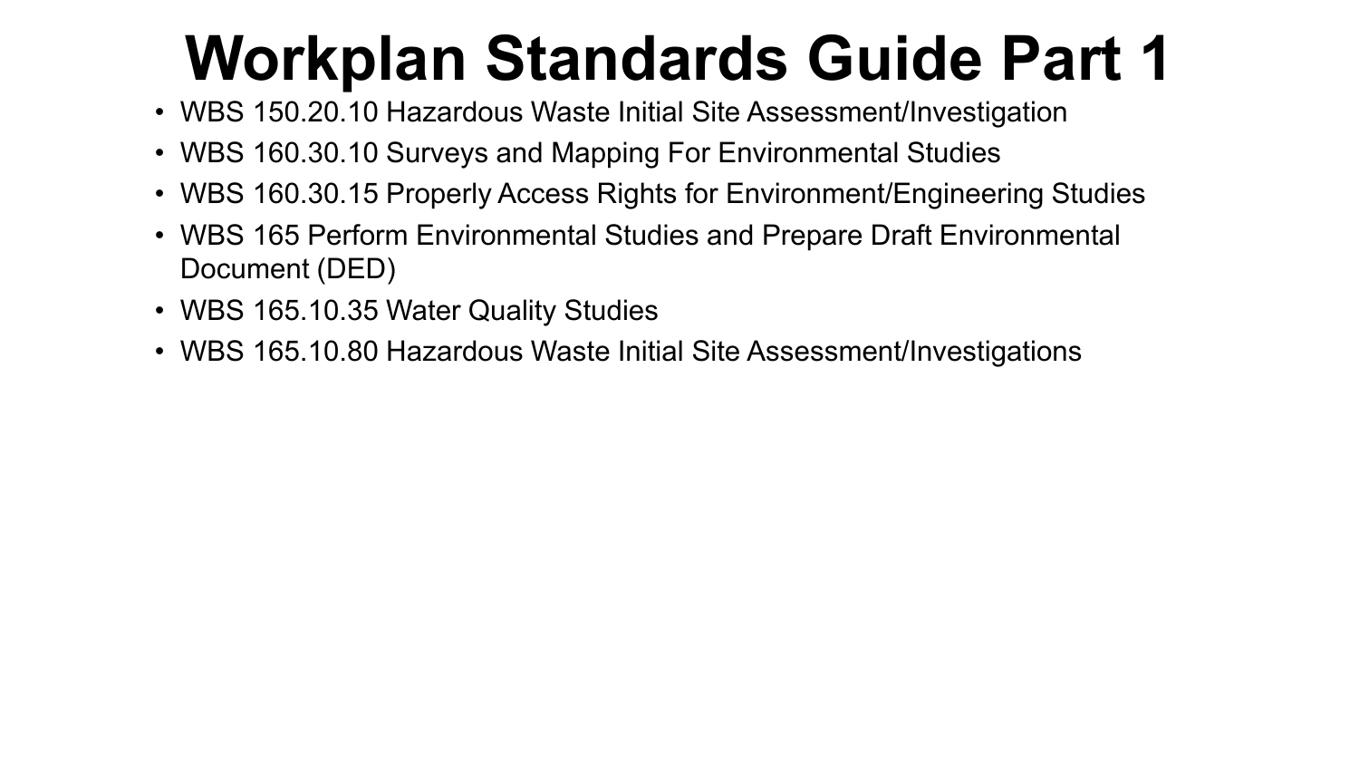# Workplan Standards Guide Part 1

- WBS 150.20.10 Hazardous Waste Initial Site Assessment/Investigation
- WBS 160.30.10 Surveys and Mapping For Environmental Studies
- WBS 160.30.15 Properly Access Rights for Environment/Engineering Studies
- WBS 165 Perform Environmental Studies and Prepare Draft Environmental Document (DED)
- WBS 165.10.35 Water Quality Studies
- WBS 165.10.80 Hazardous Waste Initial Site Assessment/Investigations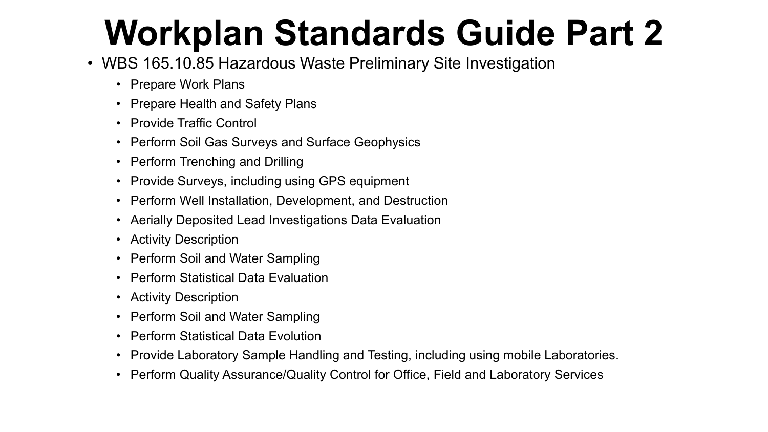# Workplan Standards Guide Part 2

- WBS 165.10.85 Hazardous Waste Preliminary Site Investigation
  - Prepare Work Plans
  - Prepare Health and Safety Plans
  - Provide Traffic Control
  - Perform Soil Gas Surveys and Surface Geophysics
  - Perform Trenching and Drilling
  - Provide Surveys, including using GPS equipment
  - Perform Well Installation, Development, and Destruction
  - Aerially Deposited Lead Investigations Data Evaluation
  - Activity Description
  - Perform Soil and Water Sampling
  - Perform Statistical Data Evaluation
  - Activity Description
  - Perform Soil and Water Sampling
  - Perform Statistical Data Evolution
  - Provide Laboratory Sample Handling and Testing, including using mobile Laboratories.
  - Perform Quality Assurance/Quality Control for Office, Field and Laboratory Services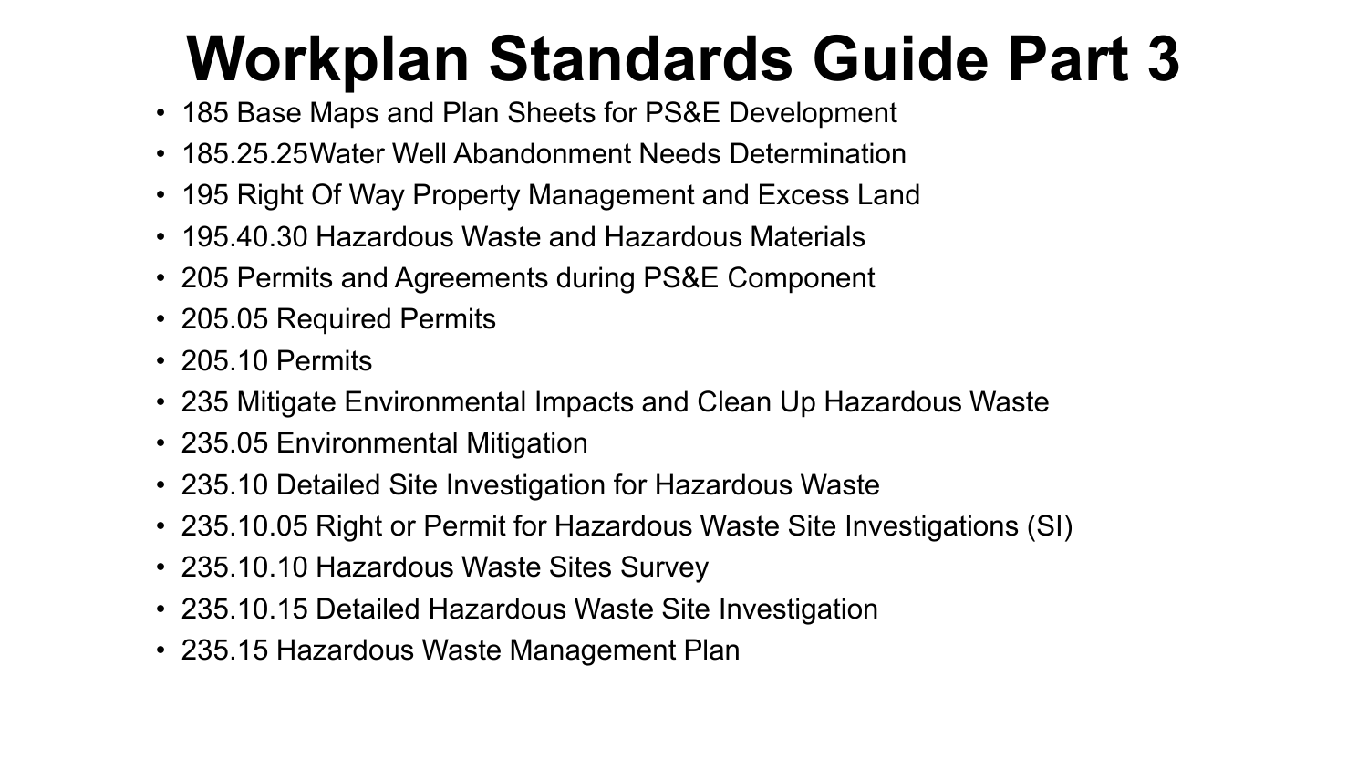# Workplan Standards Guide Part 3

- 185 Base Maps and Plan Sheets for PS&E Development
- 185.25.25Water Well Abandonment Needs Determination
- 195 Right Of Way Property Management and Excess Land
- 195.40.30 Hazardous Waste and Hazardous Materials
- 205 Permits and Agreements during PS&E Component
- 205.05 Required Permits
- 205.10 Permits
- 235 Mitigate Environmental Impacts and Clean Up Hazardous Waste
- 235.05 Environmental Mitigation
- 235.10 Detailed Site Investigation for Hazardous Waste
- 235.10.05 Right or Permit for Hazardous Waste Site Investigations (SI)
- 235.10.10 Hazardous Waste Sites Survey
- 235.10.15 Detailed Hazardous Waste Site Investigation
- 235.15 Hazardous Waste Management Plan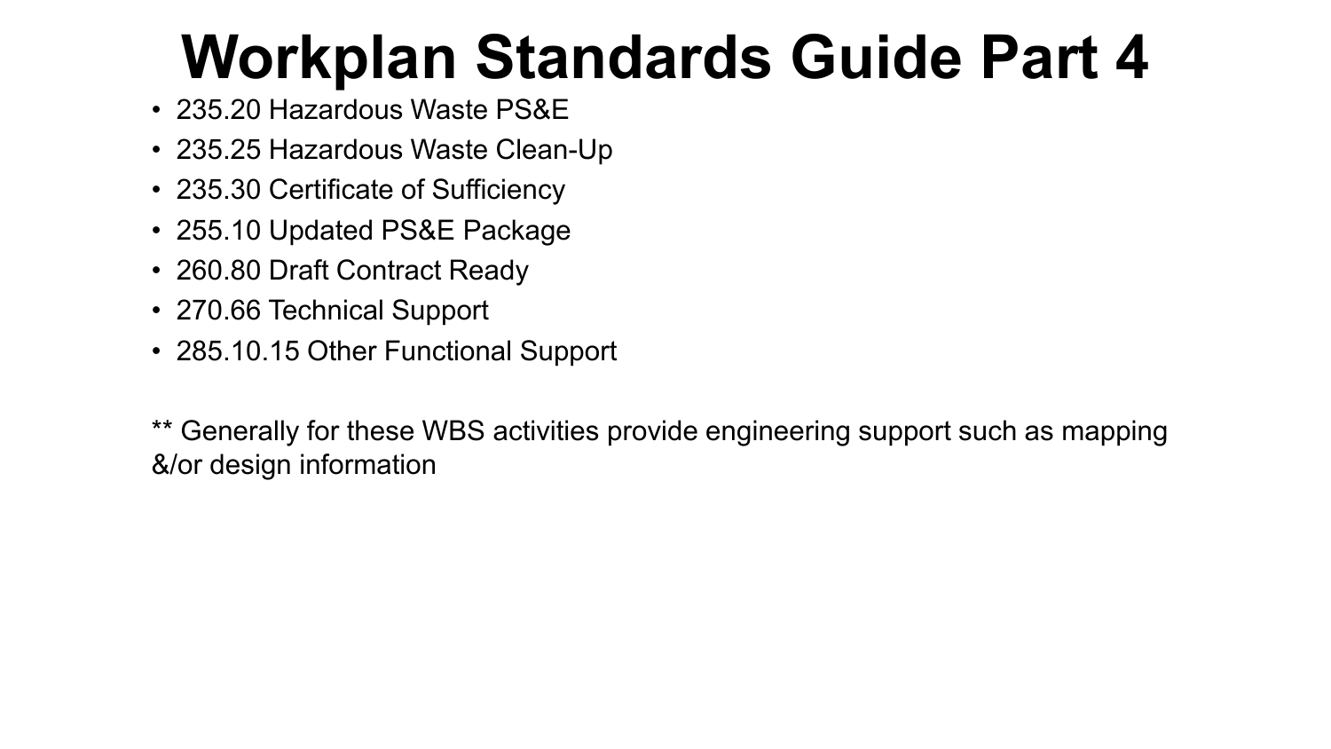# Workplan Standards Guide Part 4

- 235.20 Hazardous Waste PS&E
- 235.25 Hazardous Waste Clean-Up
- 235.30 Certificate of Sufficiency
- 255.10 Updated PS&E Package
- 260.80 Draft Contract Ready
- 270.66 Technical Support
- 285.10.15 Other Functional Support

** Generally for these WBS activities provide engineering support such as mapping &/or design information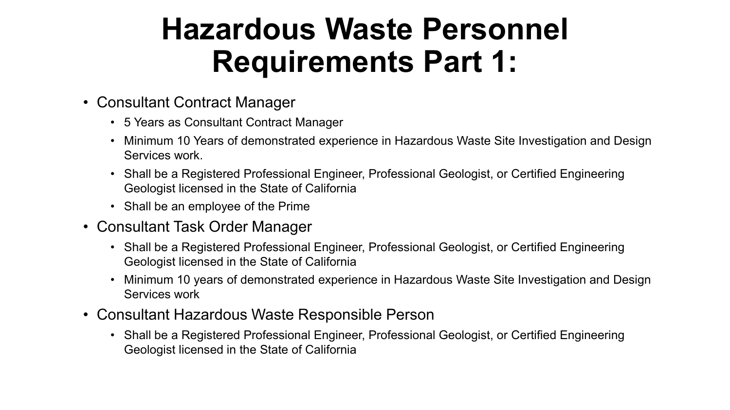# Hazardous Waste Personnel Requirements Part 1:

- Consultant Contract Manager
  - 5 Years as Consultant Contract Manager
  - Minimum 10 Years of demonstrated experience in Hazardous Waste Site Investigation and Design Services work.
  - Shall be a Registered Professional Engineer, Professional Geologist, or Certified Engineering Geologist licensed in the State of California
  - Shall be an employee of the Prime
- Consultant Task Order Manager
  - Shall be a Registered Professional Engineer, Professional Geologist, or Certified Engineering Geologist licensed in the State of California
  - Minimum 10 years of demonstrated experience in Hazardous Waste Site Investigation and Design Services work
- Consultant Hazardous Waste Responsible Person
  - Shall be a Registered Professional Engineer, Professional Geologist, or Certified Engineering Geologist licensed in the State of California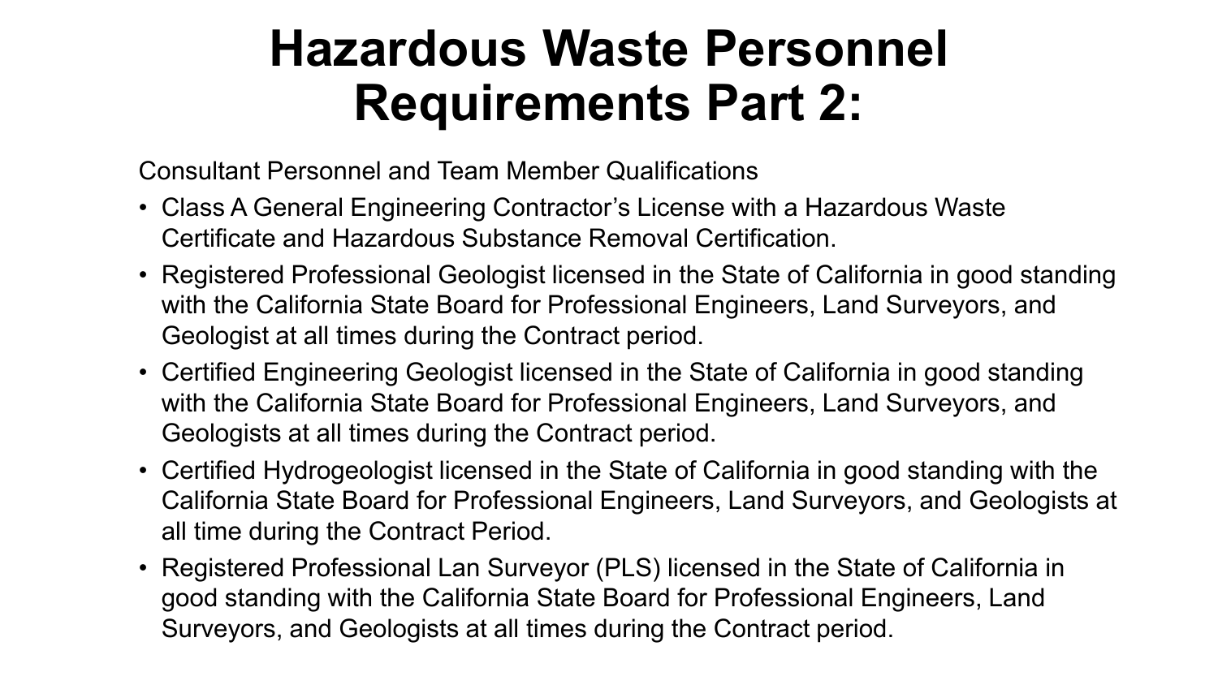# Hazardous Waste Personnel Requirements Part 2:

Consultant Personnel and Team Member Qualifications

- Class A General Engineering Contractor's License with a Hazardous Waste Certificate and Hazardous Substance Removal Certification.
- Registered Professional Geologist licensed in the State of California in good standing with the California State Board for Professional Engineers, Land Surveyors, and Geologist at all times during the Contract period.
- Certified Engineering Geologist licensed in the State of California in good standing with the California State Board for Professional Engineers, Land Surveyors, and Geologists at all times during the Contract period.
- Certified Hydrogeologist licensed in the State of California in good standing with the California State Board for Professional Engineers, Land Surveyors, and Geologists at all time during the Contract Period.
- Registered Professional Lan Surveyor (PLS) licensed in the State of California in good standing with the California State Board for Professional Engineers, Land Surveyors, and Geologists at all times during the Contract period.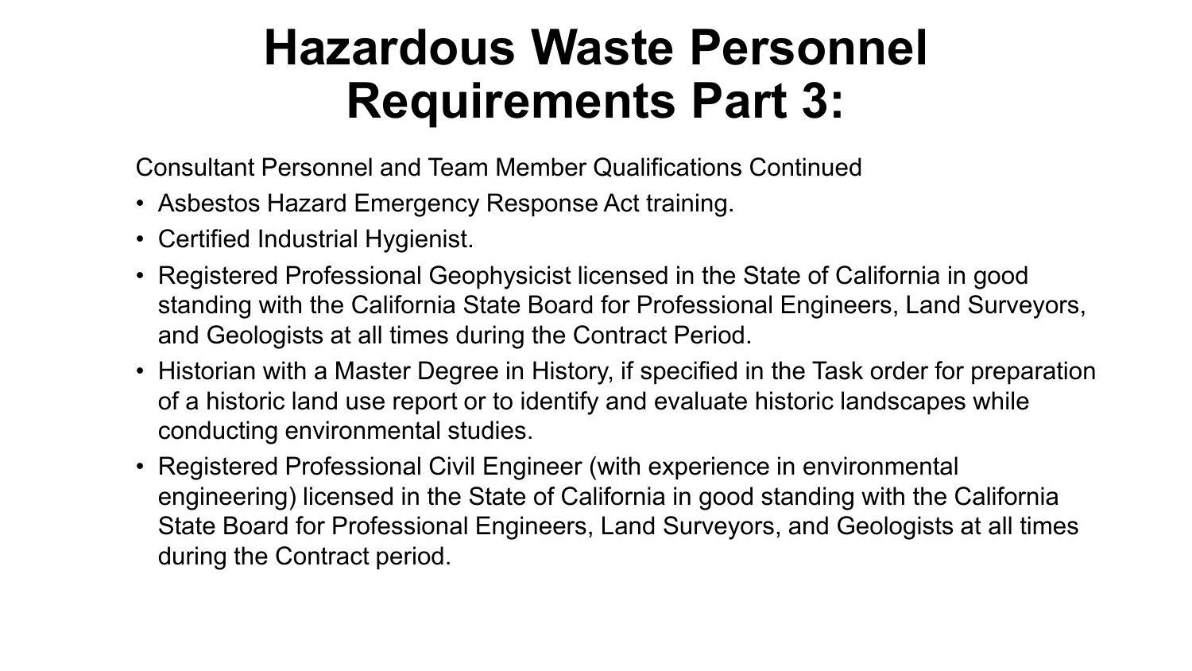# Hazardous Waste Personnel Requirements Part 3:

Consultant Personnel and Team Member Qualifications Continued

- Asbestos Hazard Emergency Response Act training.
- Certified Industrial Hygienist.
- Registered Professional Geophysicist licensed in the State of California in good standing with the California State Board for Professional Engineers, Land Surveyors, and Geologists at all times during the Contract Period.
- Historian with a Master Degree in History, if specified in the Task order for preparation of a historic land use report or to identify and evaluate historic landscapes while conducting environmental studies.
- Registered Professional Civil Engineer (with experience in environmental engineering) licensed in the State of California in good standing with the California State Board for Professional Engineers, Land Surveyors, and Geologists at all times during the Contract period.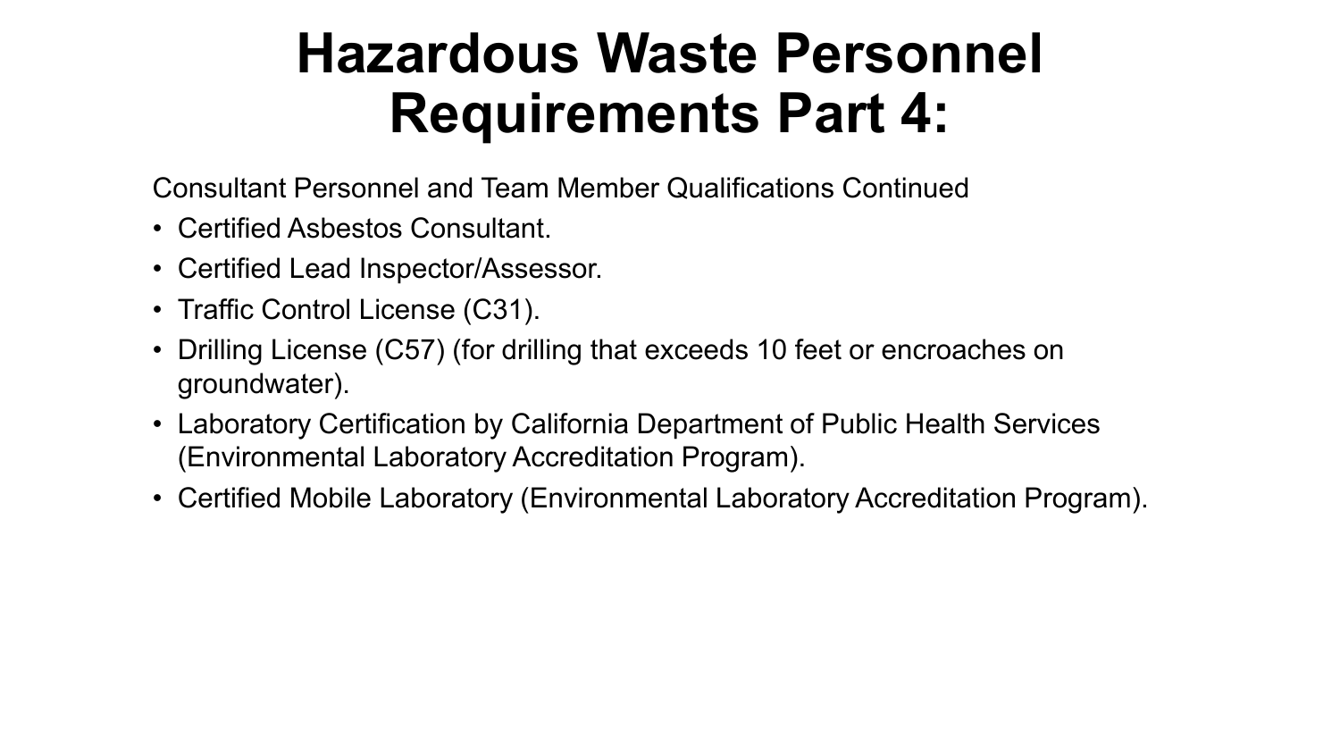# Hazardous Waste Personnel Requirements Part 4:

Consultant Personnel and Team Member Qualifications Continued

- Certified Asbestos Consultant.
- Certified Lead Inspector/Assessor.
- Traffic Control License (C31).
- Drilling License (C57) (for drilling that exceeds 10 feet or encroaches on groundwater).
- Laboratory Certification by California Department of Public Health Services (Environmental Laboratory Accreditation Program).
- Certified Mobile Laboratory (Environmental Laboratory Accreditation Program).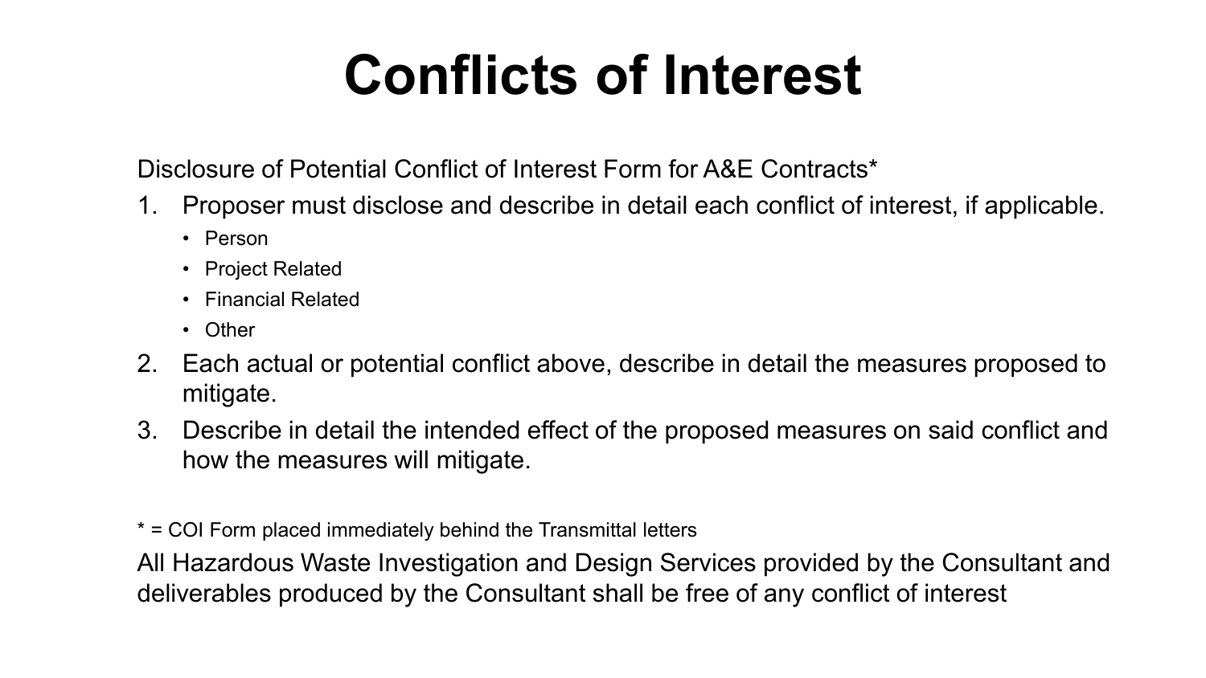# Conflicts of Interest

Disclosure of Potential Conflict of Interest Form for A&E Contracts*

1. Proposer must disclose and describe in detail each conflict of interest, if applicable.
   - Person
   - Project Related
   - Financial Related
   - Other
2. Each actual or potential conflict above, describe in detail the measures proposed to mitigate.
3. Describe in detail the intended effect of the proposed measures on said conflict and how the measures will mitigate.

* = COI Form placed immediately behind the Transmittal letters

All Hazardous Waste Investigation and Design Services provided by the Consultant and deliverables produced by the Consultant shall be free of any conflict of interest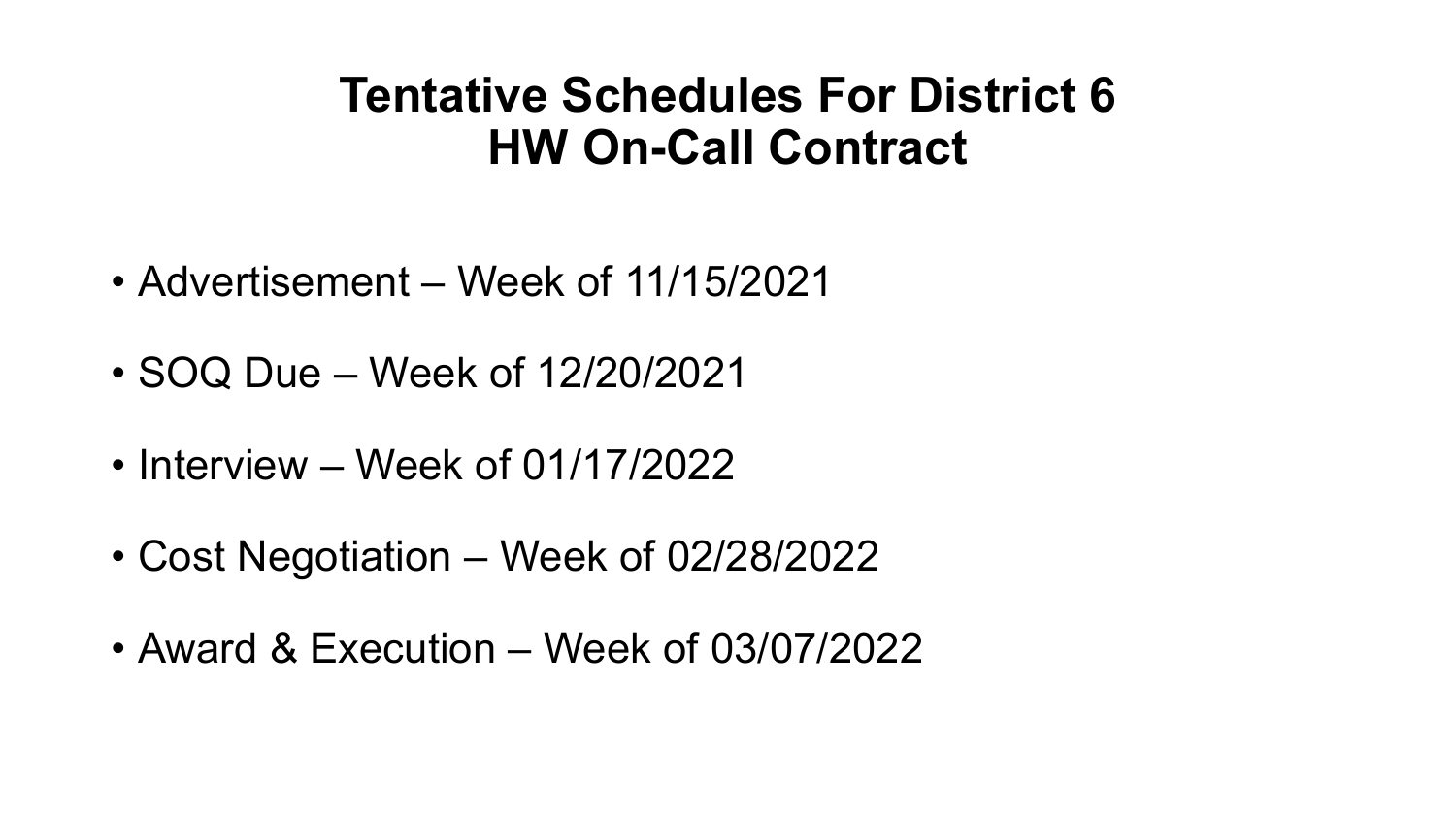# Tentative Schedules For District 6 HW On-Call Contract

- Advertisement – Week of 11/15/2021
- SOQ Due – Week of 12/20/2021
- Interview – Week of 01/17/2022
- Cost Negotiation – Week of 02/28/2022
- Award & Execution – Week of 03/07/2022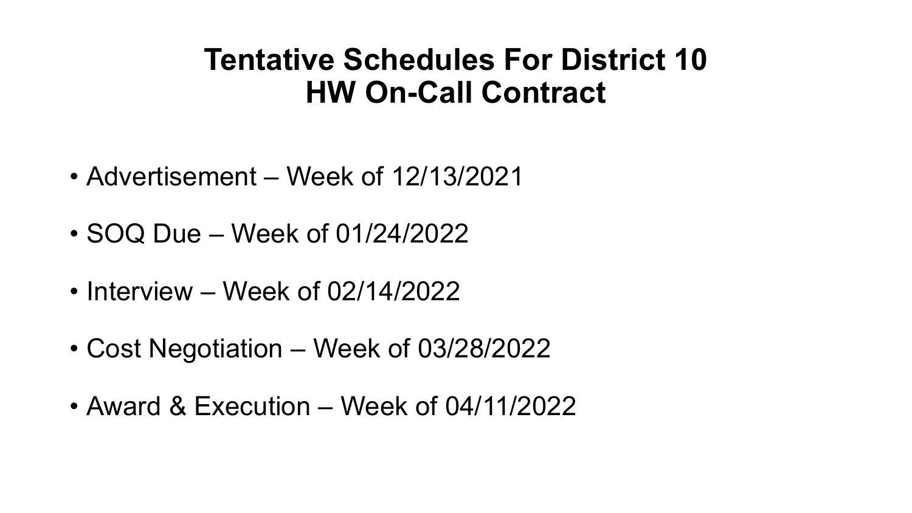# Tentative Schedules For District 10 HW On-Call Contract

- Advertisement – Week of 12/13/2021
- SOQ Due – Week of 01/24/2022
- Interview – Week of 02/14/2022
- Cost Negotiation – Week of 03/28/2022
- Award & Execution – Week of 04/11/2022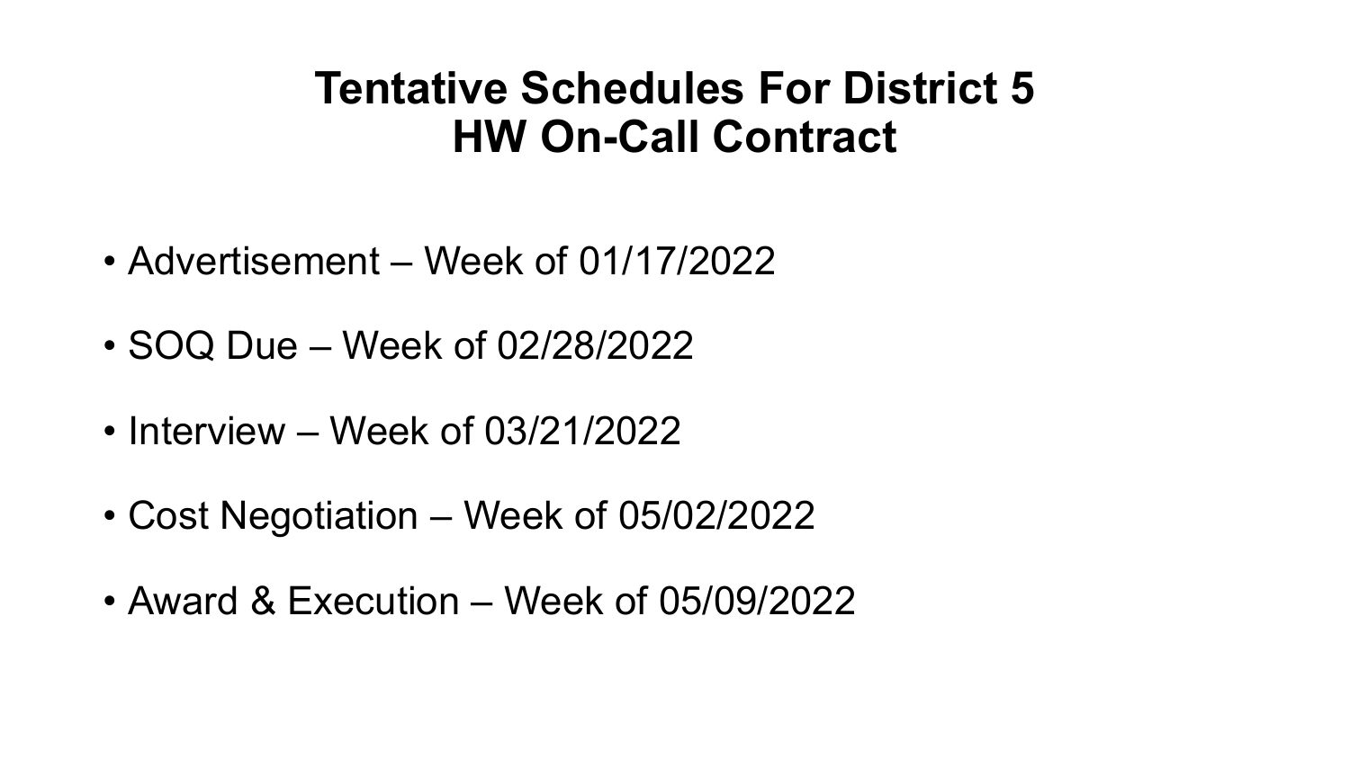# Tentative Schedules For District 5 HW On-Call Contract

- Advertisement – Week of 01/17/2022
- SOQ Due – Week of 02/28/2022
- Interview – Week of 03/21/2022
- Cost Negotiation – Week of 05/02/2022
- Award & Execution – Week of 05/09/2022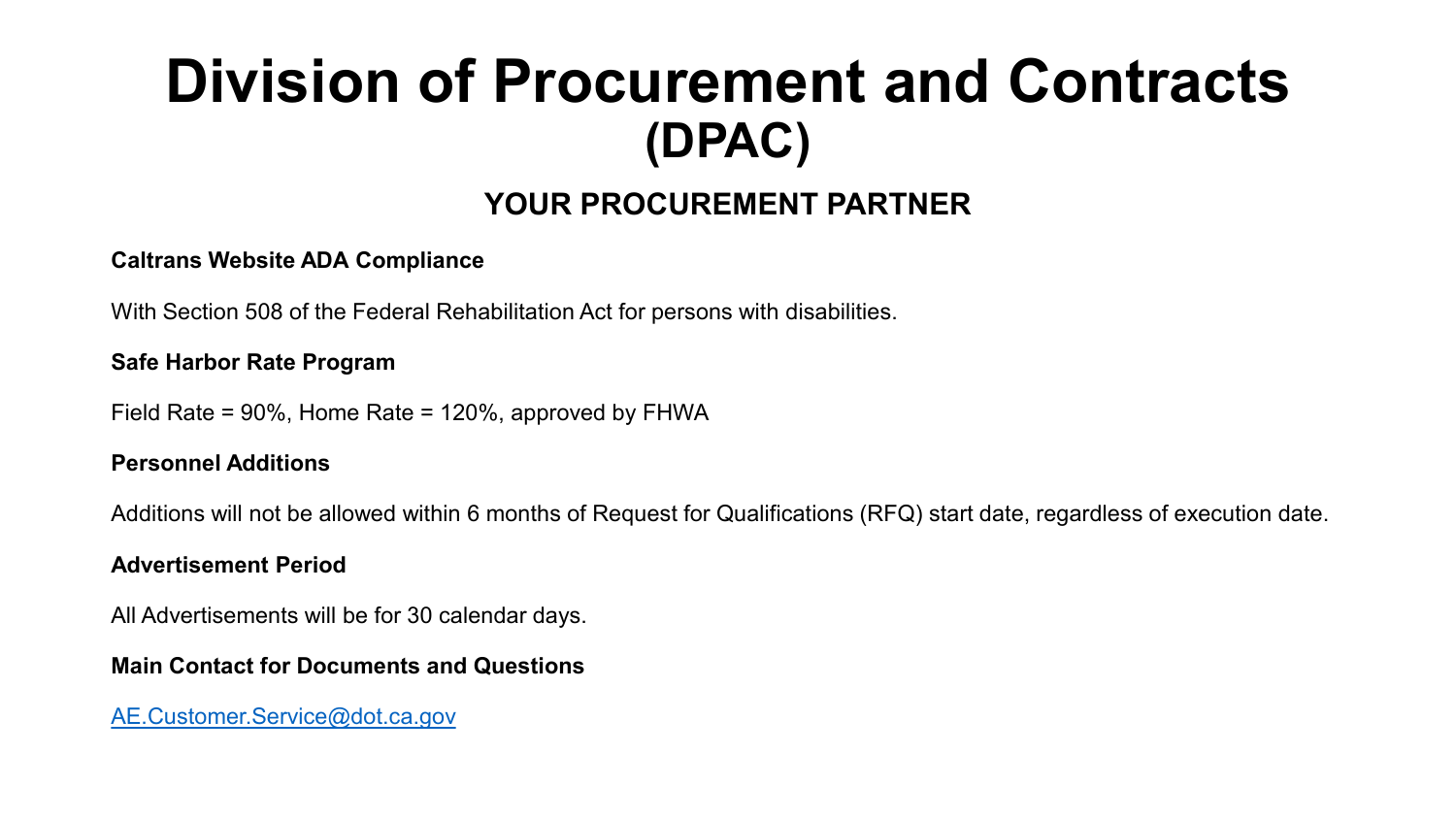# Division of Procurement and Contracts (DPAC)

## YOUR PROCUREMENT PARTNER

**Caltrans Website ADA Compliance**

With Section 508 of the Federal Rehabilitation Act for persons with disabilities.

**Safe Harbor Rate Program**

Field Rate = 90%, Home Rate = 120%, approved by FHWA

**Personnel Additions**

Additions will not be allowed within 6 months of Request for Qualifications (RFQ) start date, regardless of execution date.

**Advertisement Period**

All Advertisements will be for 30 calendar days.

**Main Contact for Documents and Questions**

[AE.Customer.Service@dot.ca.gov](mailto:AE.Customer.Service@dot.ca.gov)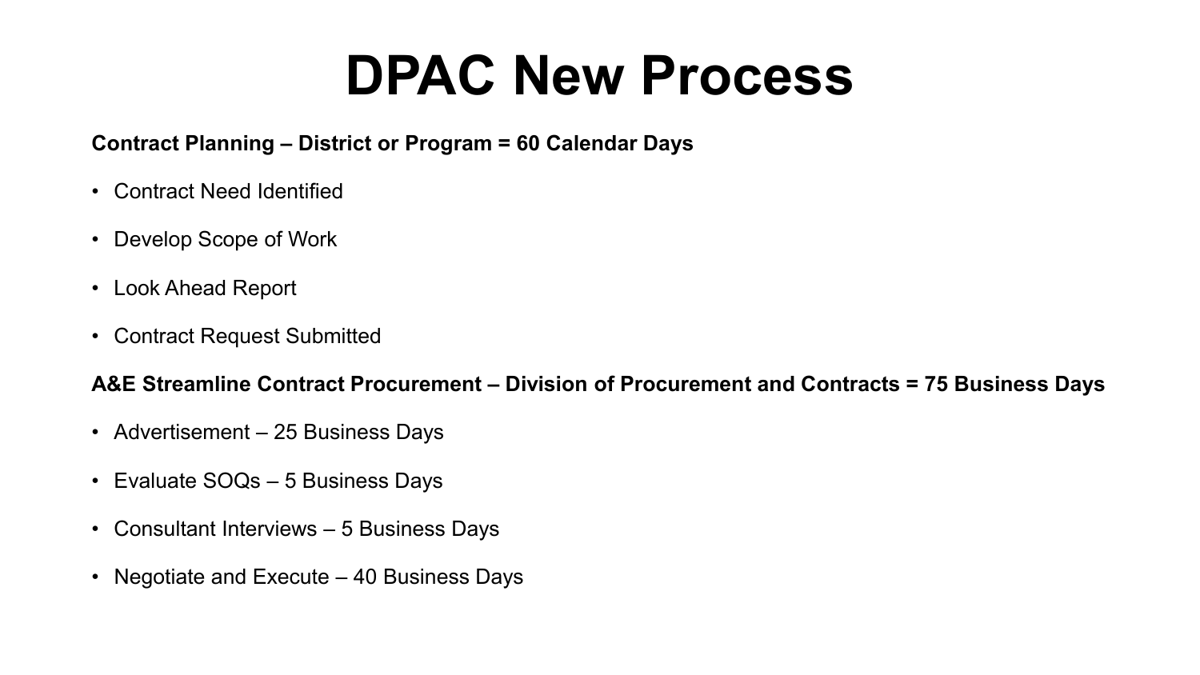# DPAC New Process

**Contract Planning – District or Program = 60 Calendar Days**

- Contract Need Identified
- Develop Scope of Work
- Look Ahead Report
- Contract Request Submitted

**A&E Streamline Contract Procurement – Division of Procurement and Contracts = 75 Business Days**

- Advertisement – 25 Business Days
- Evaluate SOQs – 5 Business Days
- Consultant Interviews – 5 Business Days
- Negotiate and Execute – 40 Business Days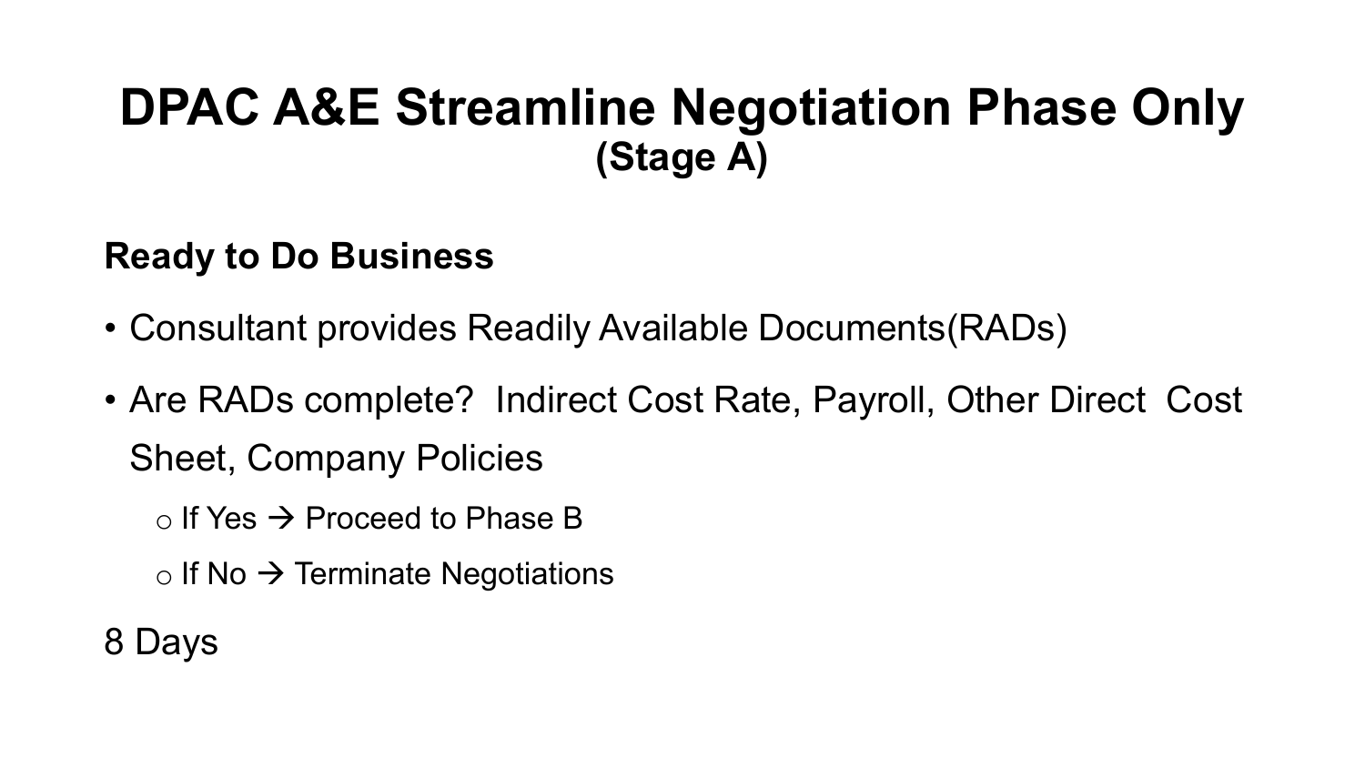# DPAC A&E Streamline Negotiation Phase Only
## (Stage A)

**Ready to Do Business**

- Consultant provides Readily Available Documents(RADs)
- Are RADs complete? Indirect Cost Rate, Payroll, Other Direct Cost Sheet, Company Policies
  - If Yes → Proceed to Phase B
  - If No → Terminate Negotiations

8 Days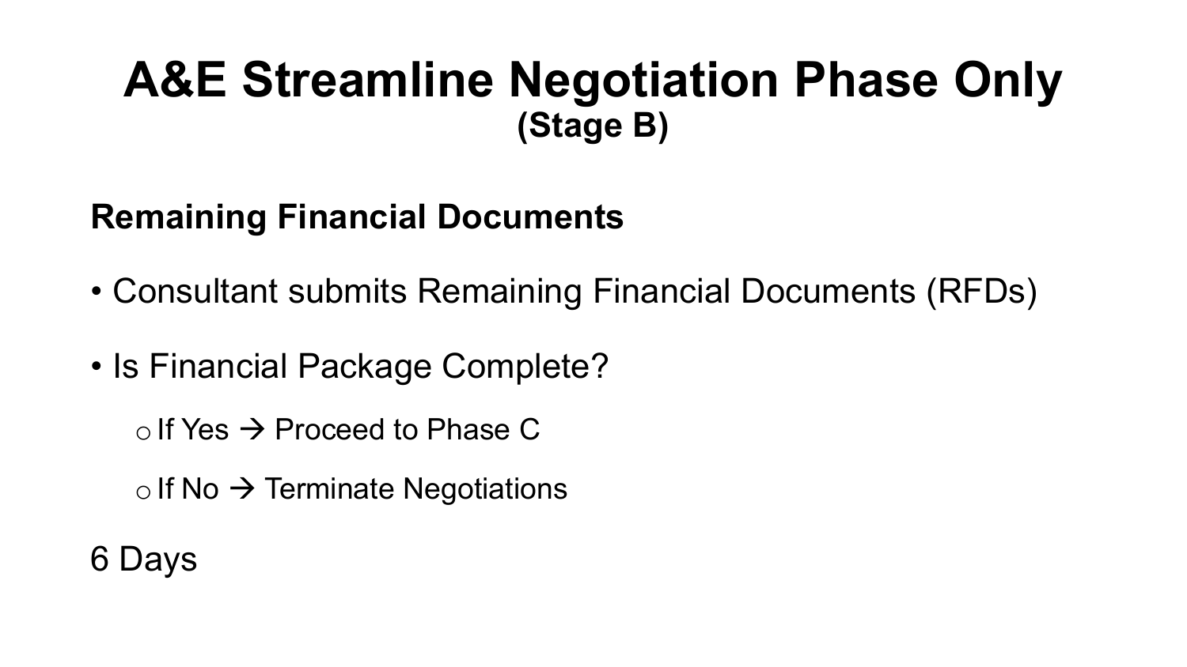# A&E Streamline Negotiation Phase Only

### (Stage B)

**Remaining Financial Documents**

- Consultant submits Remaining Financial Documents (RFDs)
- Is Financial Package Complete?
  - If Yes → Proceed to Phase C
  - If No → Terminate Negotiations

6 Days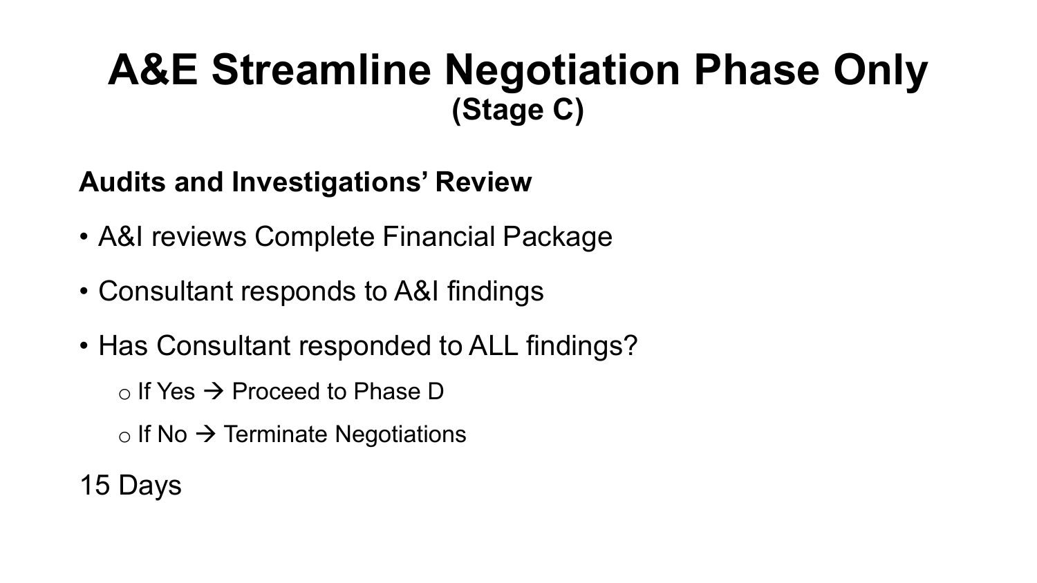# A&E Streamline Negotiation Phase Only

## (Stage C)

**Audits and Investigations' Review**

- A&I reviews Complete Financial Package
- Consultant responds to A&I findings
- Has Consultant responded to ALL findings?
  - If Yes → Proceed to Phase D
  - If No → Terminate Negotiations

15 Days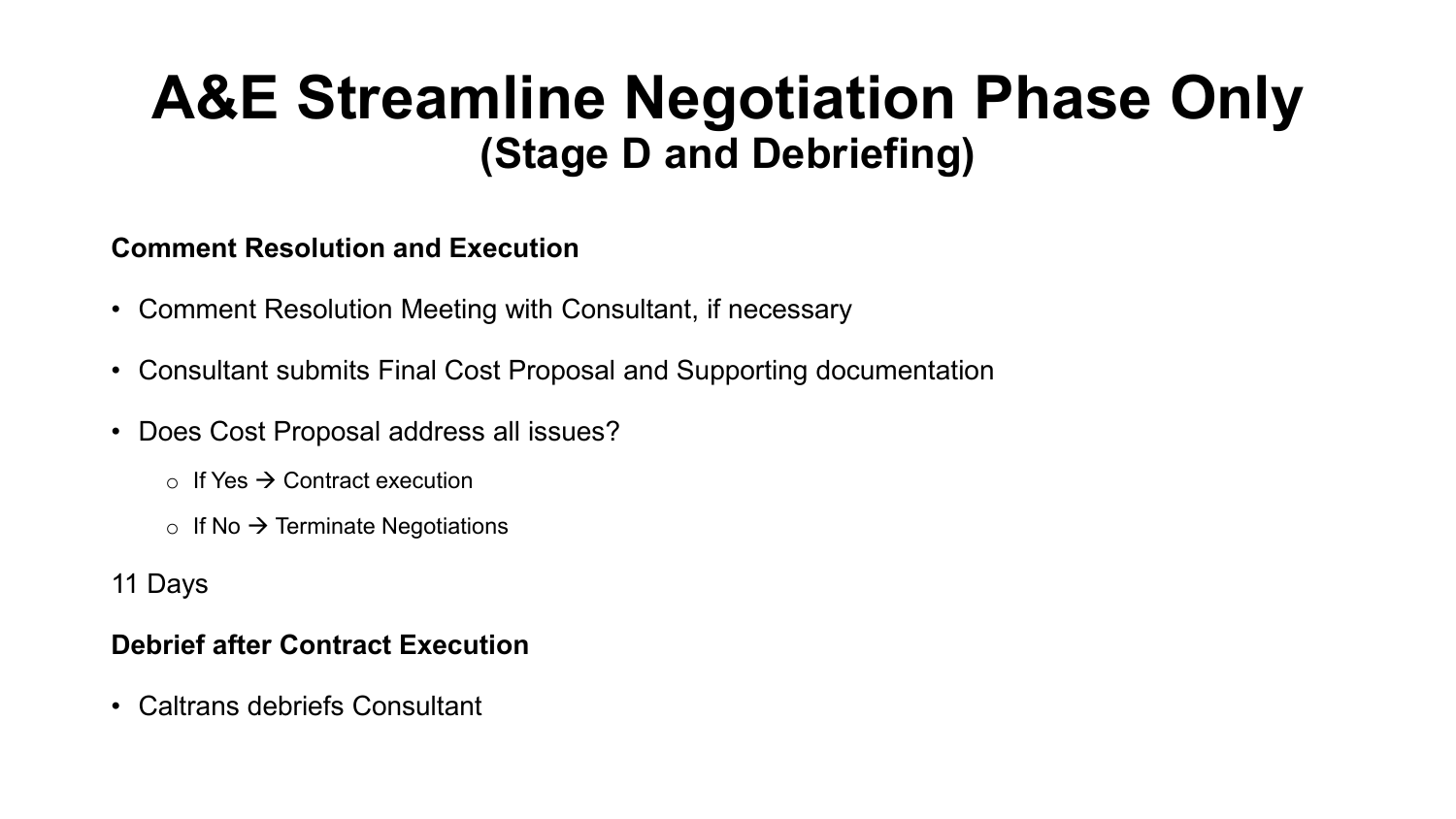# A&E Streamline Negotiation Phase Only
## (Stage D and Debriefing)

**Comment Resolution and Execution**

- Comment Resolution Meeting with Consultant, if necessary
- Consultant submits Final Cost Proposal and Supporting documentation
- Does Cost Proposal address all issues?
  - If Yes → Contract execution
  - If No → Terminate Negotiations

11 Days

**Debrief after Contract Execution**

- Caltrans debriefs Consultant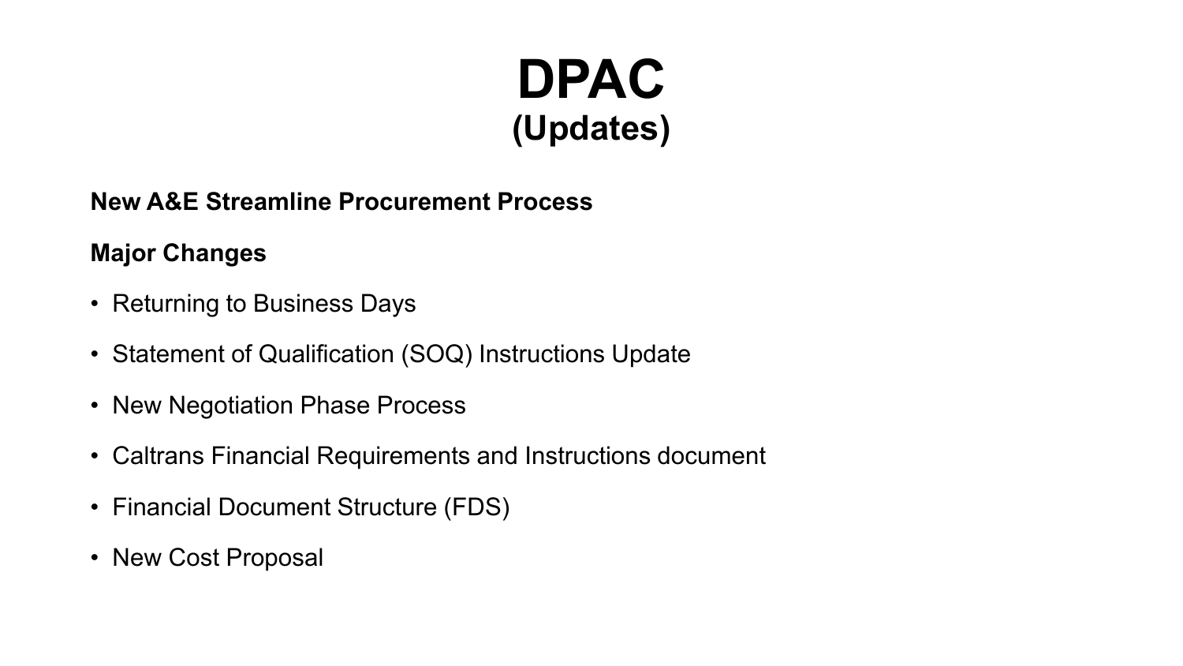# DPAC
## (Updates)

**New A&E Streamline Procurement Process**

**Major Changes**

- Returning to Business Days
- Statement of Qualification (SOQ) Instructions Update
- New Negotiation Phase Process
- Caltrans Financial Requirements and Instructions document
- Financial Document Structure (FDS)
- New Cost Proposal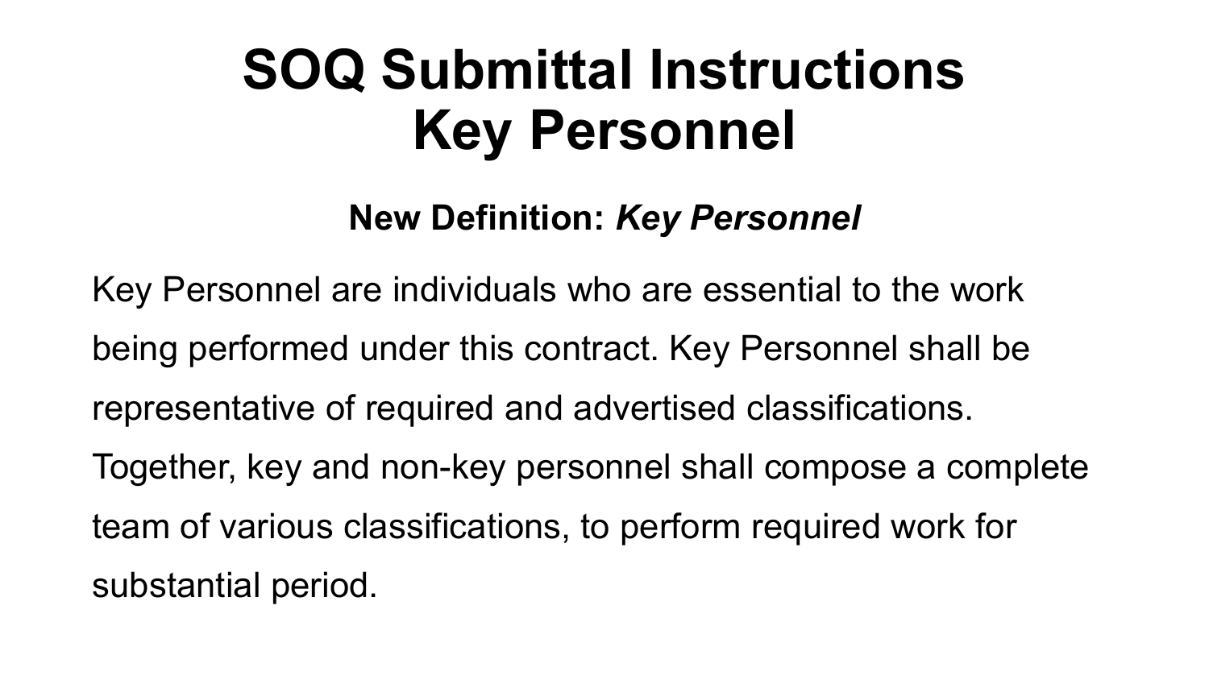# SOQ Submittal Instructions
# Key Personnel

### New Definition: *Key Personnel*

Key Personnel are individuals who are essential to the work being performed under this contract. Key Personnel shall be representative of required and advertised classifications. Together, key and non-key personnel shall compose a complete team of various classifications, to perform required work for substantial period.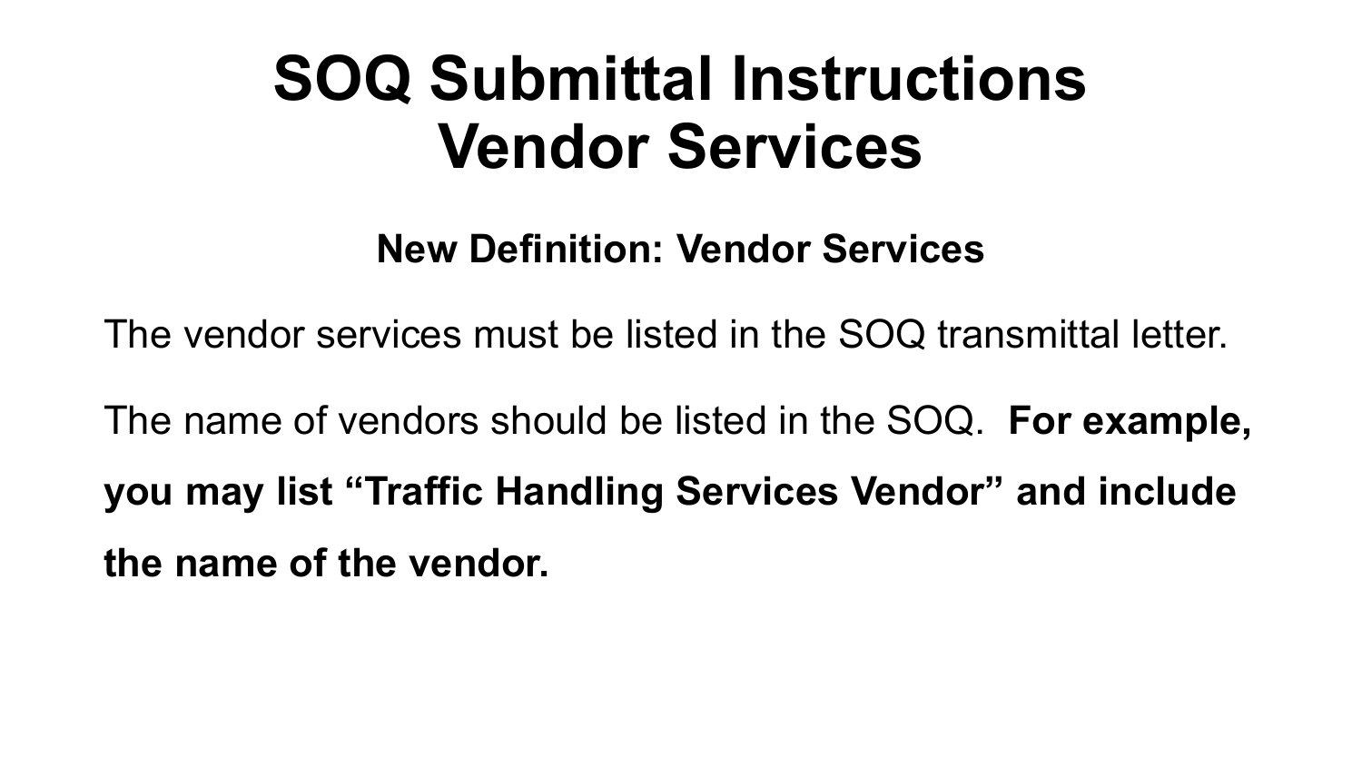# SOQ Submittal Instructions
# Vendor Services

### New Definition: Vendor Services

The vendor services must be listed in the SOQ transmittal letter.

The name of vendors should be listed in the SOQ. **For example, you may list “Traffic Handling Services Vendor” and include the name of the vendor.**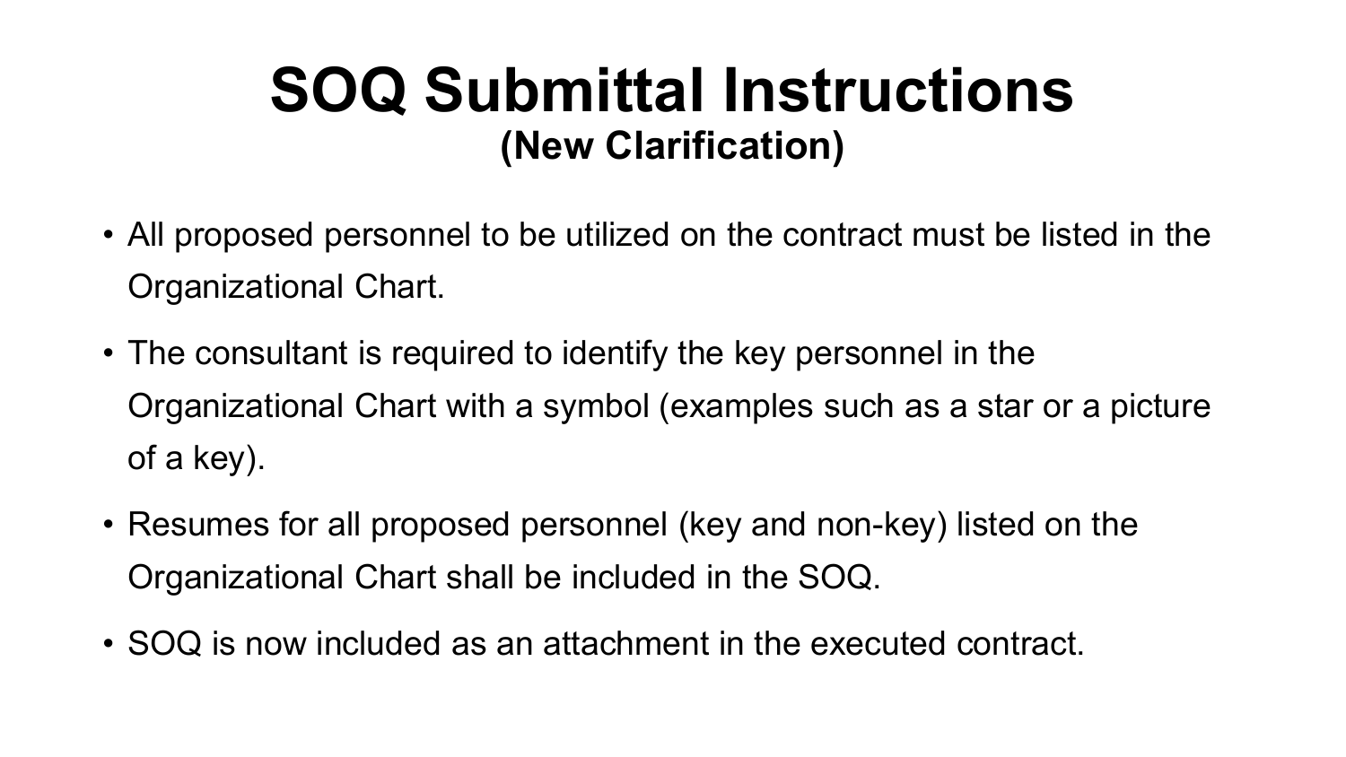# SOQ Submittal Instructions

## (New Clarification)

- All proposed personnel to be utilized on the contract must be listed in the Organizational Chart.
- The consultant is required to identify the key personnel in the Organizational Chart with a symbol (examples such as a star or a picture of a key).
- Resumes for all proposed personnel (key and non-key) listed on the Organizational Chart shall be included in the SOQ.
- SOQ is now included as an attachment in the executed contract.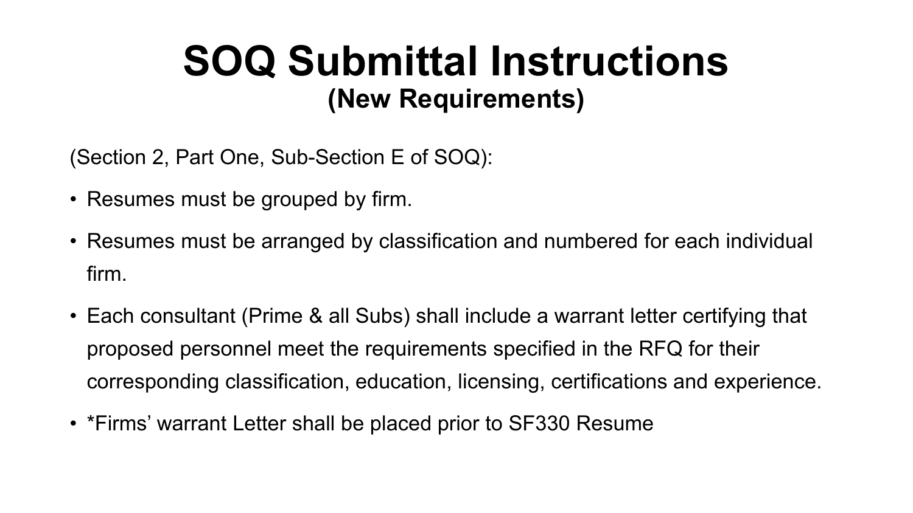# SOQ Submittal Instructions

## (New Requirements)

(Section 2, Part One, Sub-Section E of SOQ):

- Resumes must be grouped by firm.
- Resumes must be arranged by classification and numbered for each individual firm.
- Each consultant (Prime & all Subs) shall include a warrant letter certifying that proposed personnel meet the requirements specified in the RFQ for their corresponding classification, education, licensing, certifications and experience.
- *Firms' warrant Letter shall be placed prior to SF330 Resume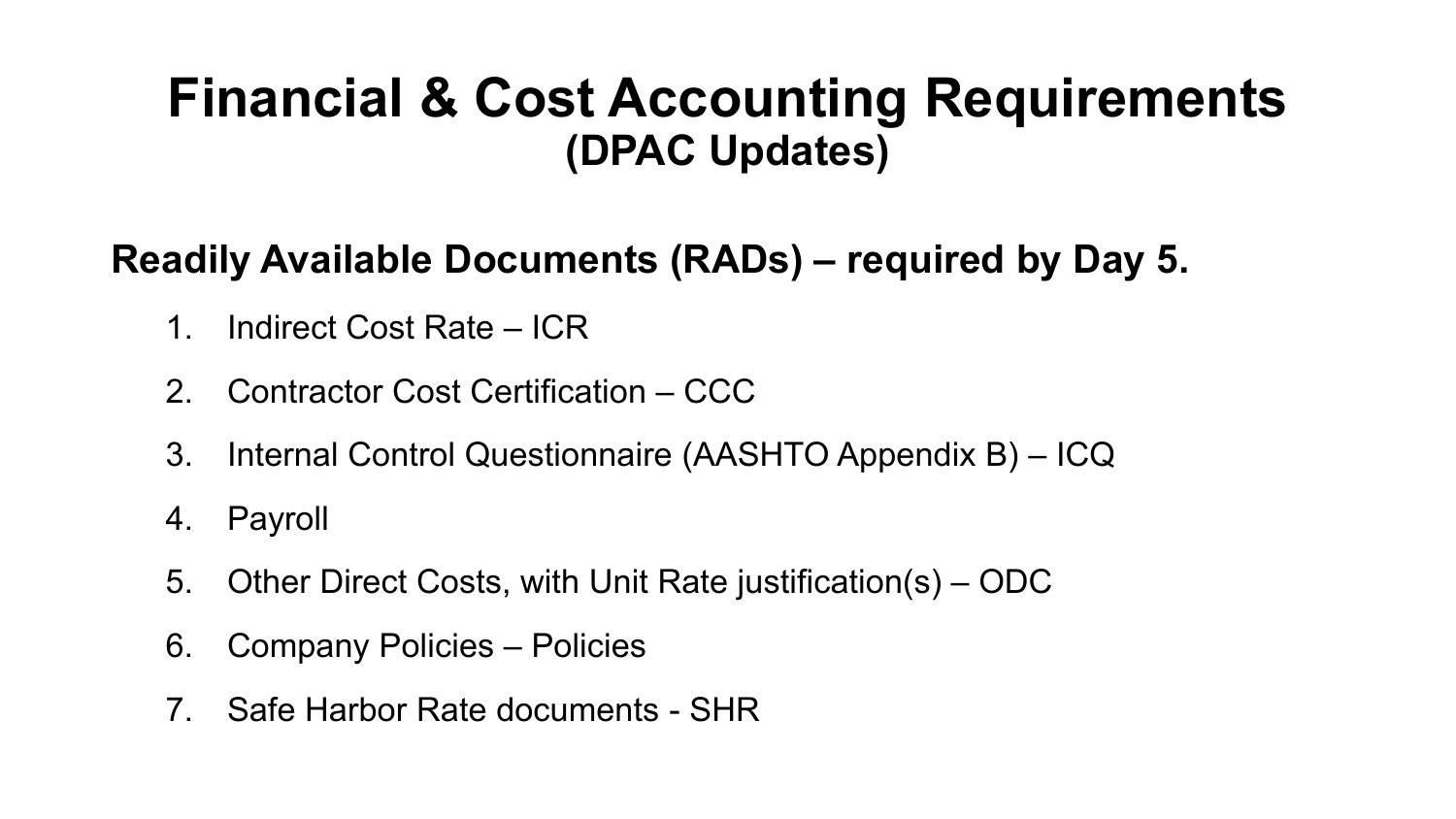# Financial & Cost Accounting Requirements
## (DPAC Updates)

**Readily Available Documents (RADs) – required by Day 5.**

1. Indirect Cost Rate – ICR
2. Contractor Cost Certification – CCC
3. Internal Control Questionnaire (AASHTO Appendix B) – ICQ
4. Payroll
5. Other Direct Costs, with Unit Rate justification(s) – ODC
6. Company Policies – Policies
7. Safe Harbor Rate documents - SHR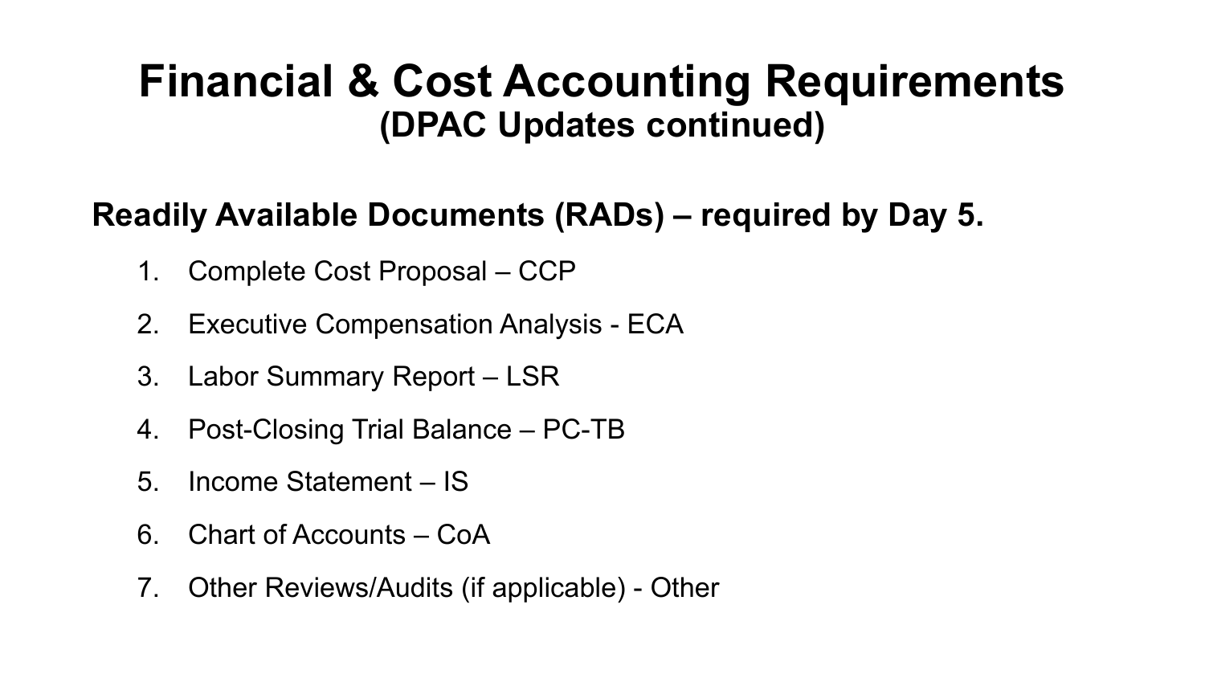# Financial & Cost Accounting Requirements
## (DPAC Updates continued)

**Readily Available Documents (RADs) – required by Day 5.**

1. Complete Cost Proposal – CCP
2. Executive Compensation Analysis - ECA
3. Labor Summary Report – LSR
4. Post-Closing Trial Balance – PC-TB
5. Income Statement – IS
6. Chart of Accounts – CoA
7. Other Reviews/Audits (if applicable) - Other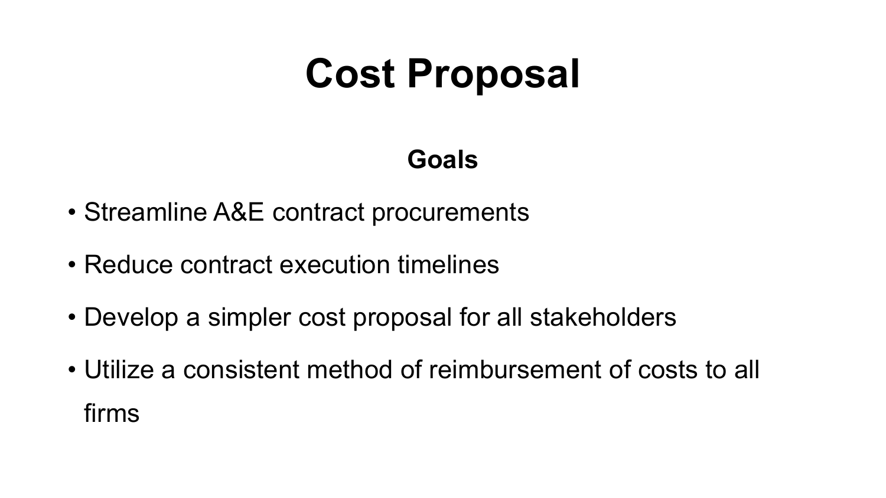# Cost Proposal

## Goals

- Streamline A&E contract procurements
- Reduce contract execution timelines
- Develop a simpler cost proposal for all stakeholders
- Utilize a consistent method of reimbursement of costs to all firms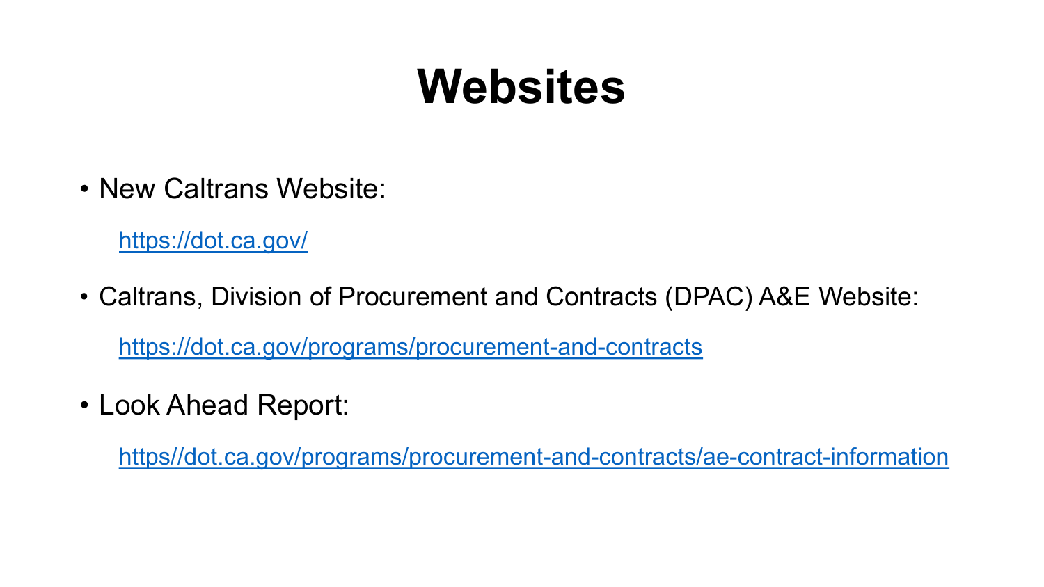# Websites

- New Caltrans Website:

  https://dot.ca.gov/

- Caltrans, Division of Procurement and Contracts (DPAC) A&E Website:

  https://dot.ca.gov/programs/procurement-and-contracts

- Look Ahead Report:

  https//dot.ca.gov/programs/procurement-and-contracts/ae-contract-information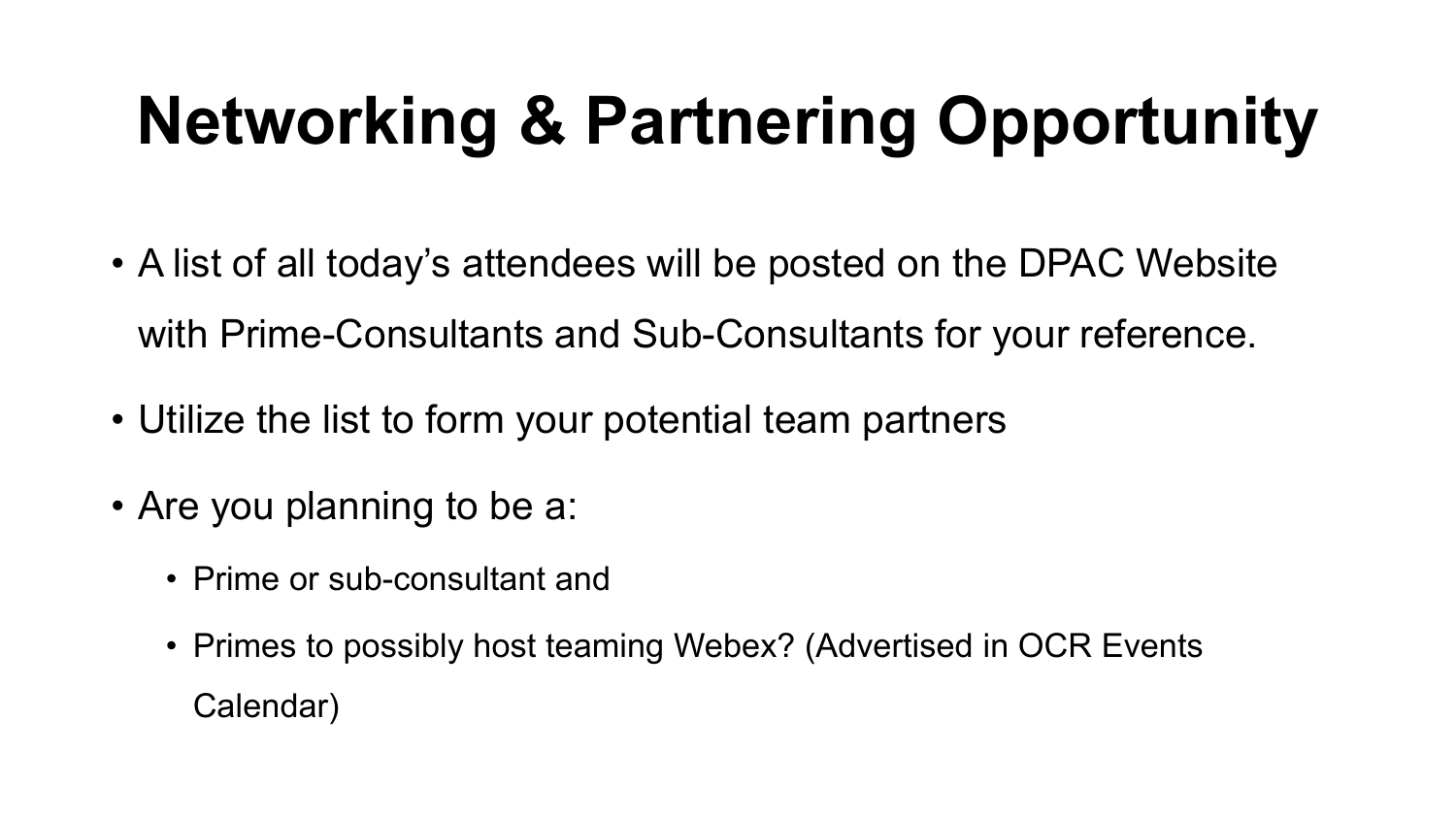# Networking & Partnering Opportunity

- A list of all today's attendees will be posted on the DPAC Website with Prime-Consultants and Sub-Consultants for your reference.
- Utilize the list to form your potential team partners
- Are you planning to be a:
  - Prime or sub-consultant and
  - Primes to possibly host teaming Webex? (Advertised in OCR Events Calendar)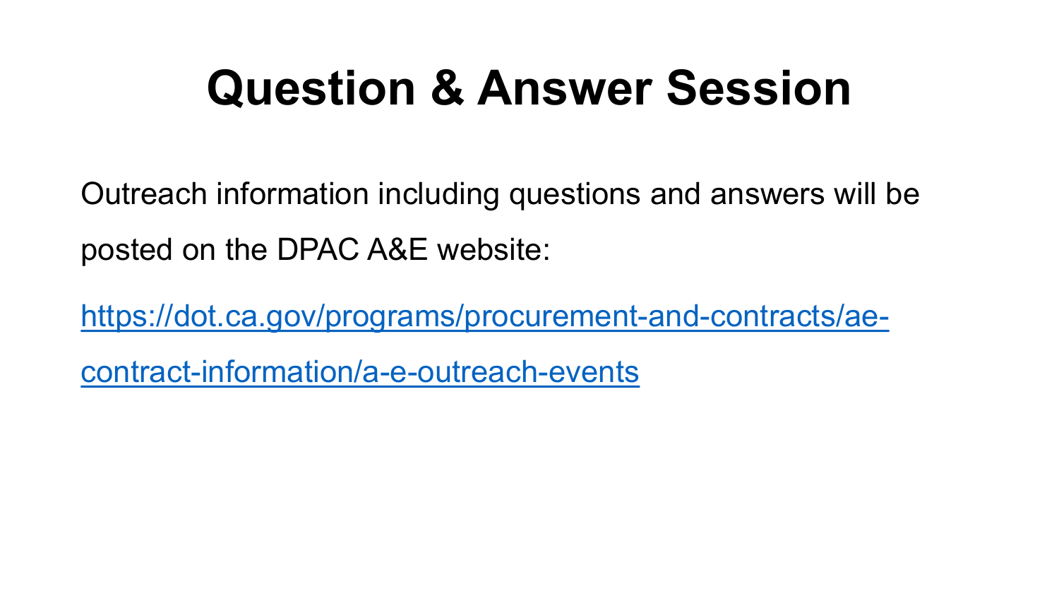# Question & Answer Session

Outreach information including questions and answers will be posted on the DPAC A&E website:

[https://dot.ca.gov/programs/procurement-and-contracts/ae-contract-information/a-e-outreach-events](https://dot.ca.gov/programs/procurement-and-contracts/ae-contract-information/a-e-outreach-events)